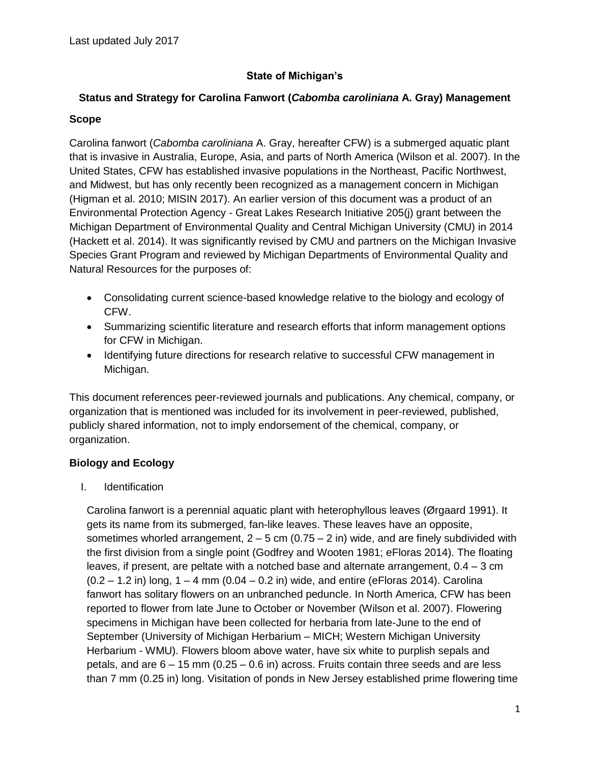Last updated July 2017

# State of Michigan's

## Status and Strategy for Carolina Fanwort (*Cabomba caroliniana* A. Gray) Management

### Scope

Carolina fanwort (*Cabomba caroliniana* A. Gray, hereafter CFW) is a submerged aquatic plant that is invasive in Australia, Europe, Asia, and parts of North America (Wilson et al. 2007). In the United States, CFW has established invasive populations in the Northeast, Pacific Northwest, and Midwest, but has only recently been recognized as a management concern in Michigan (Higman et al. 2010; MISIN 2017). An earlier version of this document was a product of an Environmental Protection Agency - Great Lakes Research Initiative 205(j) grant between the Michigan Department of Environmental Quality and Central Michigan University (CMU) in 2014 (Hackett et al. 2014). It was significantly revised by CMU and partners on the Michigan Invasive Species Grant Program and reviewed by Michigan Departments of Environmental Quality and Natural Resources for the purposes of:

- Consolidating current science-based knowledge relative to the biology and ecology of CFW.
- Summarizing scientific literature and research efforts that inform management options for CFW in Michigan.
- Identifying future directions for research relative to successful CFW management in Michigan.

This document references peer-reviewed journals and publications. Any chemical, company, or organization that is mentioned was included for its involvement in peer-reviewed, published, publicly shared information, not to imply endorsement of the chemical, company, or organization.

### Biology and Ecology

I. Identification

Carolina fanwort is a perennial aquatic plant with heterophyllous leaves (Ørgaard 1991). It gets its name from its submerged, fan-like leaves. These leaves have an opposite, sometimes whorled arrangement, 2 – 5 cm (0.75 – 2 in) wide, and are finely subdivided with the first division from a single point (Godfrey and Wooten 1981; eFloras 2014). The floating leaves, if present, are peltate with a notched base and alternate arrangement, 0.4 – 3 cm (0.2 – 1.2 in) long, 1 – 4 mm (0.04 – 0.2 in) wide, and entire (eFloras 2014). Carolina fanwort has solitary flowers on an unbranched peduncle. In North America, CFW has been reported to flower from late June to October or November (Wilson et al. 2007). Flowering specimens in Michigan have been collected for herbaria from late-June to the end of September (University of Michigan Herbarium – MICH; Western Michigan University Herbarium - WMU). Flowers bloom above water, have six white to purplish sepals and petals, and are 6 – 15 mm (0.25 – 0.6 in) across. Fruits contain three seeds and are less than 7 mm (0.25 in) long. Visitation of ponds in New Jersey established prime flowering time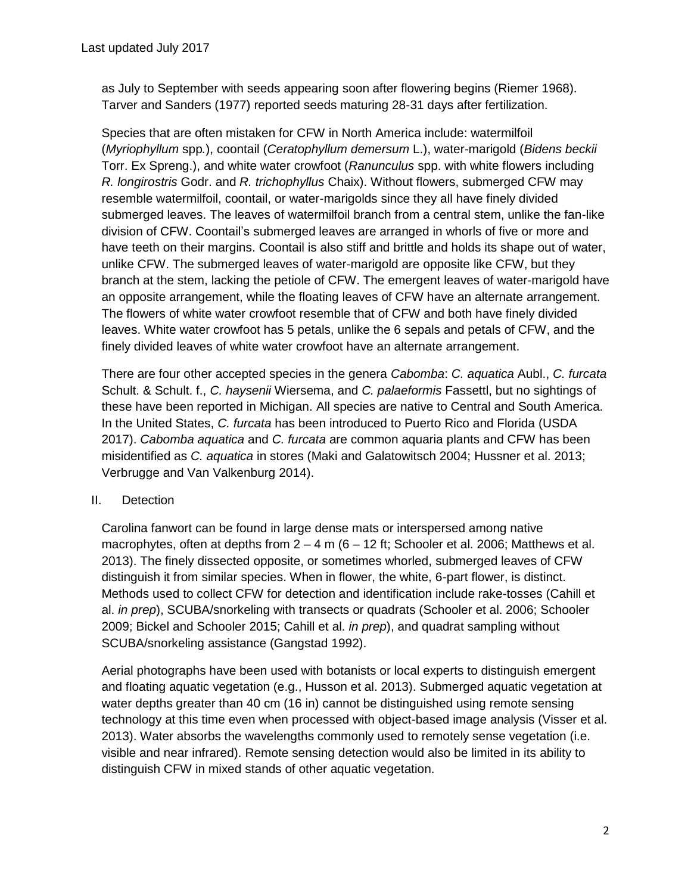as July to September with seeds appearing soon after flowering begins (Riemer 1968). Tarver and Sanders (1977) reported seeds maturing 28-31 days after fertilization.

Species that are often mistaken for CFW in North America include: watermilfoil (*Myriophyllum* spp.), coontail (*Ceratophyllum demersum* L.), water-marigold (*Bidens beckii* Torr. Ex Spreng.), and white water crowfoot (*Ranunculus* spp. with white flowers including *R. longirostris* Godr. and *R. trichophyllus* Chaix). Without flowers, submerged CFW may resemble watermilfoil, coontail, or water-marigolds since they all have finely divided submerged leaves. The leaves of watermilfoil branch from a central stem, unlike the fan-like division of CFW. Coontail's submerged leaves are arranged in whorls of five or more and have teeth on their margins. Coontail is also stiff and brittle and holds its shape out of water, unlike CFW. The submerged leaves of water-marigold are opposite like CFW, but they branch at the stem, lacking the petiole of CFW. The emergent leaves of water-marigold have an opposite arrangement, while the floating leaves of CFW have an alternate arrangement. The flowers of white water crowfoot resemble that of CFW and both have finely divided leaves. White water crowfoot has 5 petals, unlike the 6 sepals and petals of CFW, and the finely divided leaves of white water crowfoot have an alternate arrangement.

There are four other accepted species in the genera *Cabomba*: *C. aquatica* Aubl., *C. furcata* Schult. & Schult. f., *C. haysenii* Wiersema, and *C. palaeformis* Fassettl, but no sightings of these have been reported in Michigan. All species are native to Central and South America. In the United States, *C. furcata* has been introduced to Puerto Rico and Florida (USDA 2017). *Cabomba aquatica* and *C. furcata* are common aquaria plants and CFW has been misidentified as *C. aquatica* in stores (Maki and Galatowitsch 2004; Hussner et al. 2013; Verbrugge and Van Valkenburg 2014).

## II. Detection

Carolina fanwort can be found in large dense mats or interspersed among native macrophytes, often at depths from 2 – 4 m (6 – 12 ft; Schooler et al. 2006; Matthews et al. 2013). The finely dissected opposite, or sometimes whorled, submerged leaves of CFW distinguish it from similar species. When in flower, the white, 6-part flower, is distinct. Methods used to collect CFW for detection and identification include rake-tosses (Cahill et al. *in prep*), SCUBA/snorkeling with transects or quadrats (Schooler et al. 2006; Schooler 2009; Bickel and Schooler 2015; Cahill et al. *in prep*), and quadrat sampling without SCUBA/snorkeling assistance (Gangstad 1992).

Aerial photographs have been used with botanists or local experts to distinguish emergent and floating aquatic vegetation (e.g., Husson et al. 2013). Submerged aquatic vegetation at water depths greater than 40 cm (16 in) cannot be distinguished using remote sensing technology at this time even when processed with object-based image analysis (Visser et al. 2013). Water absorbs the wavelengths commonly used to remotely sense vegetation (i.e. visible and near infrared). Remote sensing detection would also be limited in its ability to distinguish CFW in mixed stands of other aquatic vegetation.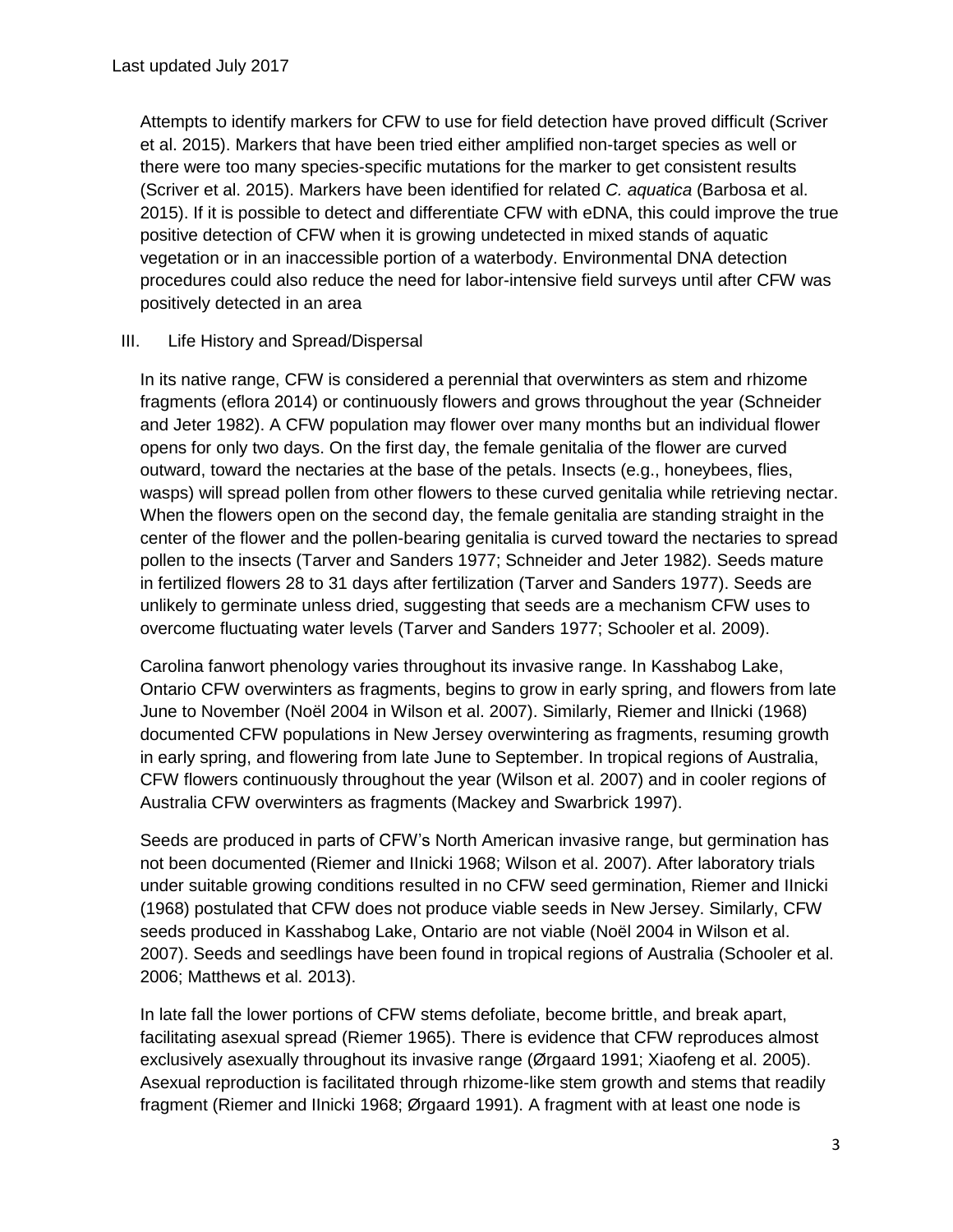Attempts to identify markers for CFW to use for field detection have proved difficult (Scriver et al. 2015). Markers that have been tried either amplified non-target species as well or there were too many species-specific mutations for the marker to get consistent results (Scriver et al. 2015). Markers have been identified for related *C. aquatica* (Barbosa et al. 2015). If it is possible to detect and differentiate CFW with eDNA, this could improve the true positive detection of CFW when it is growing undetected in mixed stands of aquatic vegetation or in an inaccessible portion of a waterbody. Environmental DNA detection procedures could also reduce the need for labor-intensive field surveys until after CFW was positively detected in an area

## III. Life History and Spread/Dispersal

In its native range, CFW is considered a perennial that overwinters as stem and rhizome fragments (eflora 2014) or continuously flowers and grows throughout the year (Schneider and Jeter 1982). A CFW population may flower over many months but an individual flower opens for only two days. On the first day, the female genitalia of the flower are curved outward, toward the nectaries at the base of the petals. Insects (e.g., honeybees, flies, wasps) will spread pollen from other flowers to these curved genitalia while retrieving nectar. When the flowers open on the second day, the female genitalia are standing straight in the center of the flower and the pollen-bearing genitalia is curved toward the nectaries to spread pollen to the insects (Tarver and Sanders 1977; Schneider and Jeter 1982). Seeds mature in fertilized flowers 28 to 31 days after fertilization (Tarver and Sanders 1977). Seeds are unlikely to germinate unless dried, suggesting that seeds are a mechanism CFW uses to overcome fluctuating water levels (Tarver and Sanders 1977; Schooler et al. 2009).

Carolina fanwort phenology varies throughout its invasive range. In Kasshabog Lake, Ontario CFW overwinters as fragments, begins to grow in early spring, and flowers from late June to November (Noël 2004 in Wilson et al. 2007). Similarly, Riemer and Ilnicki (1968) documented CFW populations in New Jersey overwintering as fragments, resuming growth in early spring, and flowering from late June to September. In tropical regions of Australia, CFW flowers continuously throughout the year (Wilson et al. 2007) and in cooler regions of Australia CFW overwinters as fragments (Mackey and Swarbrick 1997).

Seeds are produced in parts of CFW's North American invasive range, but germination has not been documented (Riemer and IInicki 1968; Wilson et al. 2007). After laboratory trials under suitable growing conditions resulted in no CFW seed germination, Riemer and IInicki (1968) postulated that CFW does not produce viable seeds in New Jersey. Similarly, CFW seeds produced in Kasshabog Lake, Ontario are not viable (Noël 2004 in Wilson et al. 2007). Seeds and seedlings have been found in tropical regions of Australia (Schooler et al. 2006; Matthews et al. 2013).

In late fall the lower portions of CFW stems defoliate, become brittle, and break apart, facilitating asexual spread (Riemer 1965). There is evidence that CFW reproduces almost exclusively asexually throughout its invasive range (Ørgaard 1991; Xiaofeng et al. 2005). Asexual reproduction is facilitated through rhizome-like stem growth and stems that readily fragment (Riemer and IInicki 1968; Ørgaard 1991). A fragment with at least one node is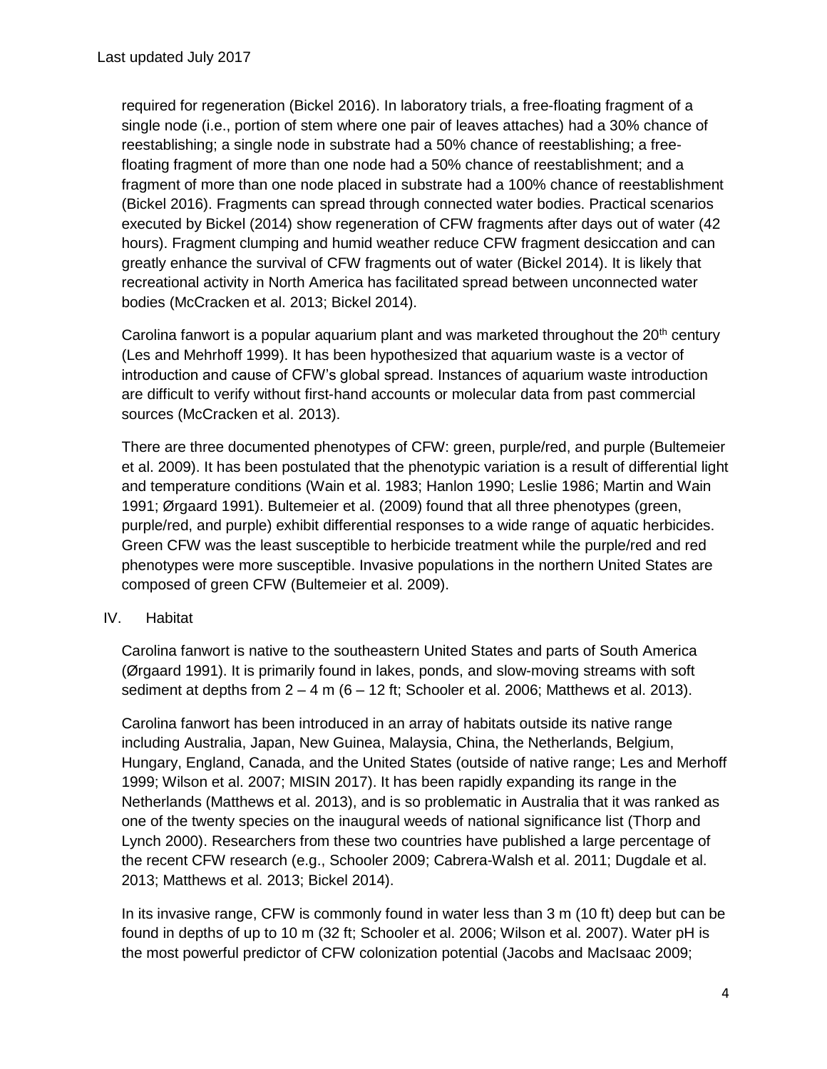required for regeneration (Bickel 2016). In laboratory trials, a free-floating fragment of a single node (i.e., portion of stem where one pair of leaves attaches) had a 30% chance of reestablishing; a single node in substrate had a 50% chance of reestablishing; a free-floating fragment of more than one node had a 50% chance of reestablishment; and a fragment of more than one node placed in substrate had a 100% chance of reestablishment (Bickel 2016). Fragments can spread through connected water bodies. Practical scenarios executed by Bickel (2014) show regeneration of CFW fragments after days out of water (42 hours). Fragment clumping and humid weather reduce CFW fragment desiccation and can greatly enhance the survival of CFW fragments out of water (Bickel 2014). It is likely that recreational activity in North America has facilitated spread between unconnected water bodies (McCracken et al. 2013; Bickel 2014).

Carolina fanwort is a popular aquarium plant and was marketed throughout the 20th century (Les and Mehrhoff 1999). It has been hypothesized that aquarium waste is a vector of introduction and cause of CFW's global spread. Instances of aquarium waste introduction are difficult to verify without first-hand accounts or molecular data from past commercial sources (McCracken et al. 2013).

There are three documented phenotypes of CFW: green, purple/red, and purple (Bultemeier et al. 2009). It has been postulated that the phenotypic variation is a result of differential light and temperature conditions (Wain et al. 1983; Hanlon 1990; Leslie 1986; Martin and Wain 1991; Ørgaard 1991). Bultemeier et al. (2009) found that all three phenotypes (green, purple/red, and purple) exhibit differential responses to a wide range of aquatic herbicides. Green CFW was the least susceptible to herbicide treatment while the purple/red and red phenotypes were more susceptible. Invasive populations in the northern United States are composed of green CFW (Bultemeier et al. 2009).

## IV. Habitat

Carolina fanwort is native to the southeastern United States and parts of South America (Ørgaard 1991). It is primarily found in lakes, ponds, and slow-moving streams with soft sediment at depths from 2 – 4 m (6 – 12 ft; Schooler et al. 2006; Matthews et al. 2013).

Carolina fanwort has been introduced in an array of habitats outside its native range including Australia, Japan, New Guinea, Malaysia, China, the Netherlands, Belgium, Hungary, England, Canada, and the United States (outside of native range; Les and Merhoff 1999; Wilson et al. 2007; MISIN 2017). It has been rapidly expanding its range in the Netherlands (Matthews et al. 2013), and is so problematic in Australia that it was ranked as one of the twenty species on the inaugural weeds of national significance list (Thorp and Lynch 2000). Researchers from these two countries have published a large percentage of the recent CFW research (e.g., Schooler 2009; Cabrera-Walsh et al. 2011; Dugdale et al. 2013; Matthews et al. 2013; Bickel 2014).

In its invasive range, CFW is commonly found in water less than 3 m (10 ft) deep but can be found in depths of up to 10 m (32 ft; Schooler et al. 2006; Wilson et al. 2007). Water pH is the most powerful predictor of CFW colonization potential (Jacobs and MacIsaac 2009;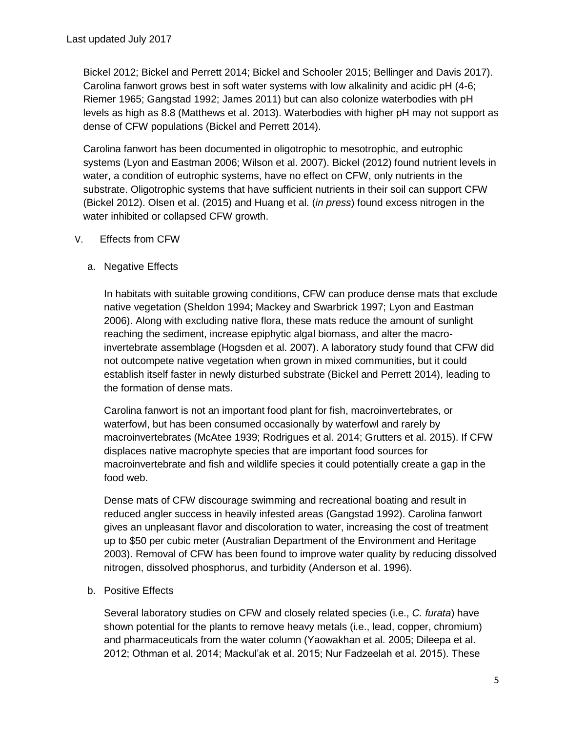Bickel 2012; Bickel and Perrett 2014; Bickel and Schooler 2015; Bellinger and Davis 2017). Carolina fanwort grows best in soft water systems with low alkalinity and acidic pH (4-6; Riemer 1965; Gangstad 1992; James 2011) but can also colonize waterbodies with pH levels as high as 8.8 (Matthews et al. 2013). Waterbodies with higher pH may not support as dense of CFW populations (Bickel and Perrett 2014).

Carolina fanwort has been documented in oligotrophic to mesotrophic, and eutrophic systems (Lyon and Eastman 2006; Wilson et al. 2007). Bickel (2012) found nutrient levels in water, a condition of eutrophic systems, have no effect on CFW, only nutrients in the substrate. Oligotrophic systems that have sufficient nutrients in their soil can support CFW (Bickel 2012). Olsen et al. (2015) and Huang et al. (*in press*) found excess nitrogen in the water inhibited or collapsed CFW growth.

## V. Effects from CFW

### a. Negative Effects

In habitats with suitable growing conditions, CFW can produce dense mats that exclude native vegetation (Sheldon 1994; Mackey and Swarbrick 1997; Lyon and Eastman 2006). Along with excluding native flora, these mats reduce the amount of sunlight reaching the sediment, increase epiphytic algal biomass, and alter the macro-invertebrate assemblage (Hogsden et al. 2007). A laboratory study found that CFW did not outcompete native vegetation when grown in mixed communities, but it could establish itself faster in newly disturbed substrate (Bickel and Perrett 2014), leading to the formation of dense mats.

Carolina fanwort is not an important food plant for fish, macroinvertebrates, or waterfowl, but has been consumed occasionally by waterfowl and rarely by macroinvertebrates (McAtee 1939; Rodrigues et al. 2014; Grutters et al. 2015). If CFW displaces native macrophyte species that are important food sources for macroinvertebrate and fish and wildlife species it could potentially create a gap in the food web.

Dense mats of CFW discourage swimming and recreational boating and result in reduced angler success in heavily infested areas (Gangstad 1992). Carolina fanwort gives an unpleasant flavor and discoloration to water, increasing the cost of treatment up to $50 per cubic meter (Australian Department of the Environment and Heritage 2003). Removal of CFW has been found to improve water quality by reducing dissolved nitrogen, dissolved phosphorus, and turbidity (Anderson et al. 1996).

### b. Positive Effects

Several laboratory studies on CFW and closely related species (i.e., *C. furata*) have shown potential for the plants to remove heavy metals (i.e., lead, copper, chromium) and pharmaceuticals from the water column (Yaowakhan et al. 2005; Dileepa et al. 2012; Othman et al. 2014; Mackul'ak et al. 2015; Nur Fadzeelah et al. 2015). These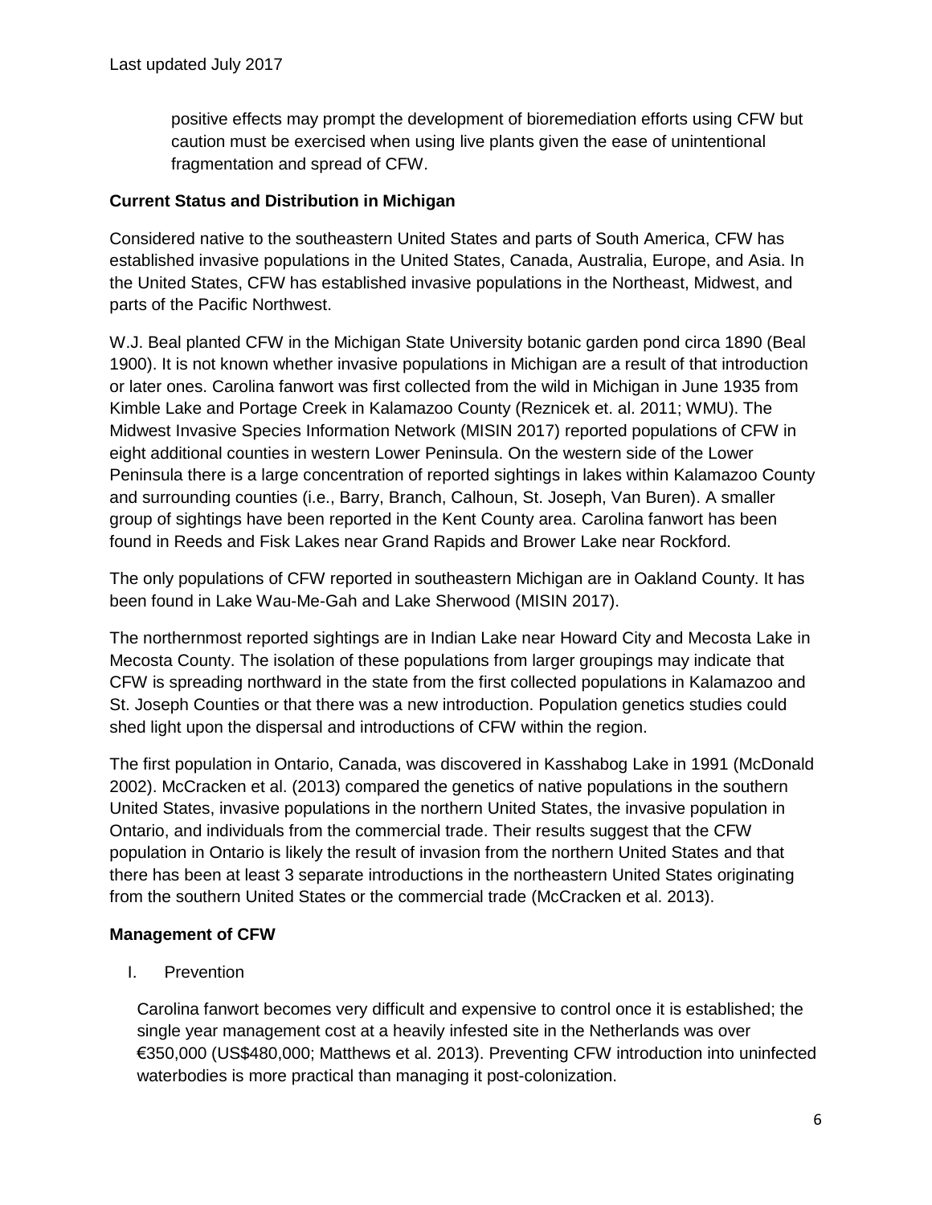positive effects may prompt the development of bioremediation efforts using CFW but caution must be exercised when using live plants given the ease of unintentional fragmentation and spread of CFW.

**Current Status and Distribution in Michigan**

Considered native to the southeastern United States and parts of South America, CFW has established invasive populations in the United States, Canada, Australia, Europe, and Asia. In the United States, CFW has established invasive populations in the Northeast, Midwest, and parts of the Pacific Northwest.

W.J. Beal planted CFW in the Michigan State University botanic garden pond circa 1890 (Beal 1900). It is not known whether invasive populations in Michigan are a result of that introduction or later ones. Carolina fanwort was first collected from the wild in Michigan in June 1935 from Kimble Lake and Portage Creek in Kalamazoo County (Reznicek et. al. 2011; WMU). The Midwest Invasive Species Information Network (MISIN 2017) reported populations of CFW in eight additional counties in western Lower Peninsula. On the western side of the Lower Peninsula there is a large concentration of reported sightings in lakes within Kalamazoo County and surrounding counties (i.e., Barry, Branch, Calhoun, St. Joseph, Van Buren). A smaller group of sightings have been reported in the Kent County area. Carolina fanwort has been found in Reeds and Fisk Lakes near Grand Rapids and Brower Lake near Rockford.

The only populations of CFW reported in southeastern Michigan are in Oakland County. It has been found in Lake Wau-Me-Gah and Lake Sherwood (MISIN 2017).

The northernmost reported sightings are in Indian Lake near Howard City and Mecosta Lake in Mecosta County. The isolation of these populations from larger groupings may indicate that CFW is spreading northward in the state from the first collected populations in Kalamazoo and St. Joseph Counties or that there was a new introduction. Population genetics studies could shed light upon the dispersal and introductions of CFW within the region.

The first population in Ontario, Canada, was discovered in Kasshabog Lake in 1991 (McDonald 2002). McCracken et al. (2013) compared the genetics of native populations in the southern United States, invasive populations in the northern United States, the invasive population in Ontario, and individuals from the commercial trade. Their results suggest that the CFW population in Ontario is likely the result of invasion from the northern United States and that there has been at least 3 separate introductions in the northeastern United States originating from the southern United States or the commercial trade (McCracken et al. 2013).

**Management of CFW**

I. Prevention

Carolina fanwort becomes very difficult and expensive to control once it is established; the single year management cost at a heavily infested site in the Netherlands was over €350,000 (US$480,000; Matthews et al. 2013). Preventing CFW introduction into uninfected waterbodies is more practical than managing it post-colonization.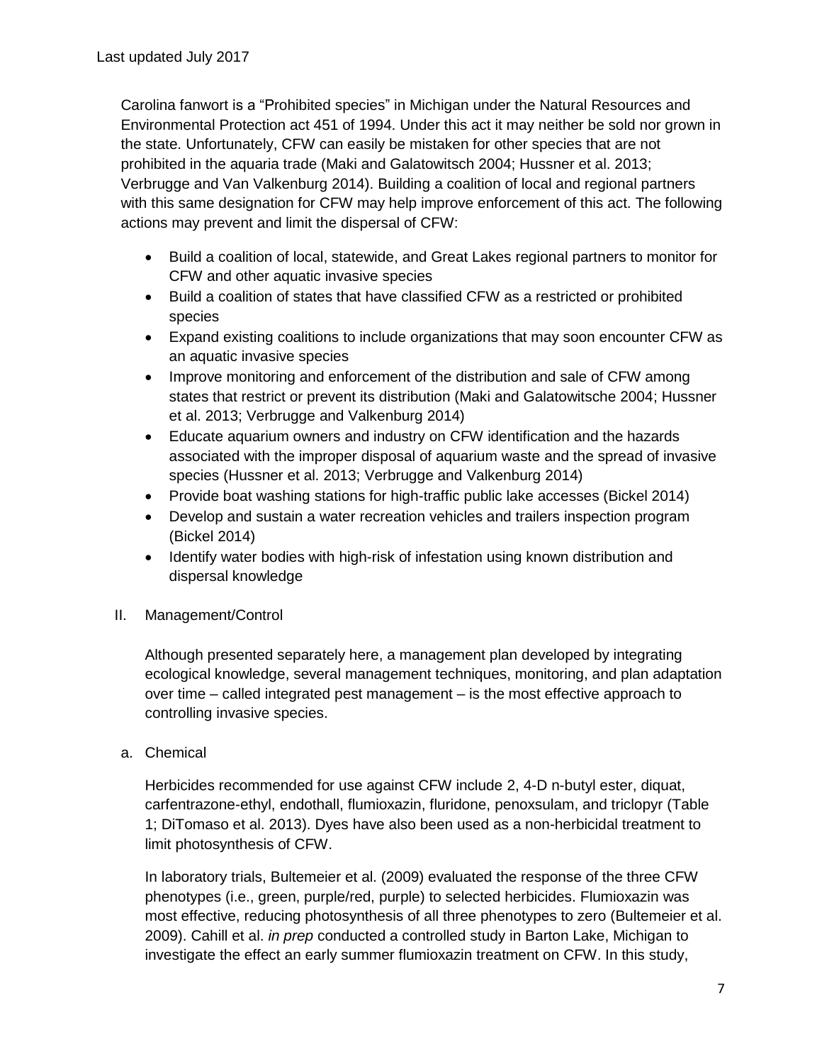Carolina fanwort is a “Prohibited species” in Michigan under the Natural Resources and Environmental Protection act 451 of 1994. Under this act it may neither be sold nor grown in the state. Unfortunately, CFW can easily be mistaken for other species that are not prohibited in the aquaria trade (Maki and Galatowitsch 2004; Hussner et al. 2013; Verbrugge and Van Valkenburg 2014). Building a coalition of local and regional partners with this same designation for CFW may help improve enforcement of this act. The following actions may prevent and limit the dispersal of CFW:

- Build a coalition of local, statewide, and Great Lakes regional partners to monitor for CFW and other aquatic invasive species
- Build a coalition of states that have classified CFW as a restricted or prohibited species
- Expand existing coalitions to include organizations that may soon encounter CFW as an aquatic invasive species
- Improve monitoring and enforcement of the distribution and sale of CFW among states that restrict or prevent its distribution (Maki and Galatowitsche 2004; Hussner et al. 2013; Verbrugge and Valkenburg 2014)
- Educate aquarium owners and industry on CFW identification and the hazards associated with the improper disposal of aquarium waste and the spread of invasive species (Hussner et al. 2013; Verbrugge and Valkenburg 2014)
- Provide boat washing stations for high-traffic public lake accesses (Bickel 2014)
- Develop and sustain a water recreation vehicles and trailers inspection program (Bickel 2014)
- Identify water bodies with high-risk of infestation using known distribution and dispersal knowledge

## II. Management/Control

Although presented separately here, a management plan developed by integrating ecological knowledge, several management techniques, monitoring, and plan adaptation over time – called integrated pest management – is the most effective approach to controlling invasive species.

### a. Chemical

Herbicides recommended for use against CFW include 2, 4-D n-butyl ester, diquat, carfentrazone-ethyl, endothall, flumioxazin, fluridone, penoxsulam, and triclopyr (Table 1; DiTomaso et al. 2013). Dyes have also been used as a non-herbicidal treatment to limit photosynthesis of CFW.

In laboratory trials, Bultemeier et al. (2009) evaluated the response of the three CFW phenotypes (i.e., green, purple/red, purple) to selected herbicides. Flumioxazin was most effective, reducing photosynthesis of all three phenotypes to zero (Bultemeier et al. 2009). Cahill et al. *in prep* conducted a controlled study in Barton Lake, Michigan to investigate the effect an early summer flumioxazin treatment on CFW. In this study,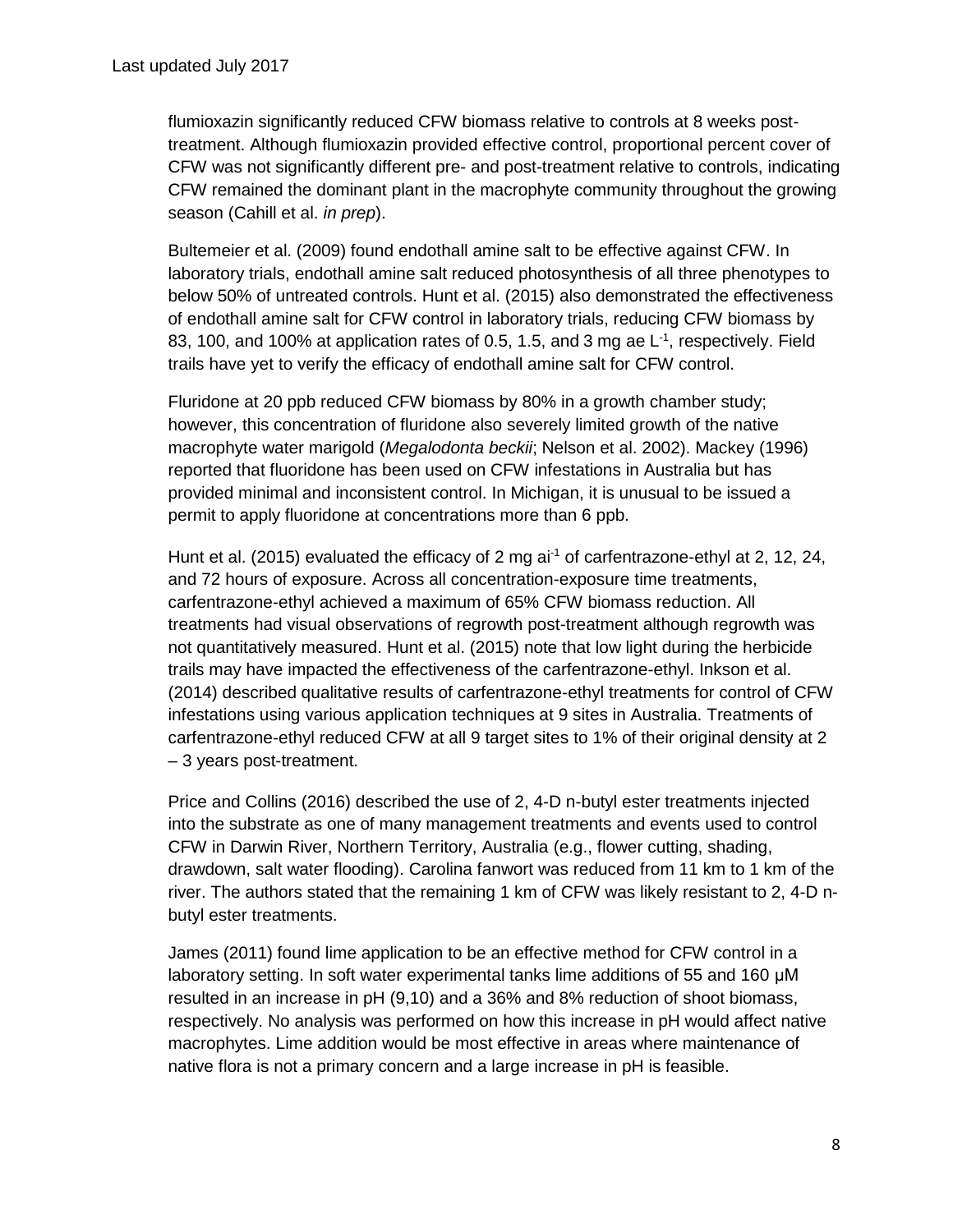flumioxazin significantly reduced CFW biomass relative to controls at 8 weeks post-treatment. Although flumioxazin provided effective control, proportional percent cover of CFW was not significantly different pre- and post-treatment relative to controls, indicating CFW remained the dominant plant in the macrophyte community throughout the growing season (Cahill et al. *in prep*).

Bultemeier et al. (2009) found endothall amine salt to be effective against CFW. In laboratory trials, endothall amine salt reduced photosynthesis of all three phenotypes to below 50% of untreated controls. Hunt et al. (2015) also demonstrated the effectiveness of endothall amine salt for CFW control in laboratory trials, reducing CFW biomass by 83, 100, and 100% at application rates of 0.5, 1.5, and 3 mg ae $L^{-1}$, respectively. Field trails have yet to verify the efficacy of endothall amine salt for CFW control.

Fluridone at 20 ppb reduced CFW biomass by 80% in a growth chamber study; however, this concentration of fluridone also severely limited growth of the native macrophyte water marigold (*Megalodonta beckii*; Nelson et al. 2002). Mackey (1996) reported that fluoridone has been used on CFW infestations in Australia but has provided minimal and inconsistent control. In Michigan, it is unusual to be issued a permit to apply fluoridone at concentrations more than 6 ppb.

Hunt et al. (2015) evaluated the efficacy of 2 mg $ai^{-1}$ of carfentrazone-ethyl at 2, 12, 24, and 72 hours of exposure. Across all concentration-exposure time treatments, carfentrazone-ethyl achieved a maximum of 65% CFW biomass reduction. All treatments had visual observations of regrowth post-treatment although regrowth was not quantitatively measured. Hunt et al. (2015) note that low light during the herbicide trails may have impacted the effectiveness of the carfentrazone-ethyl. Inkson et al. (2014) described qualitative results of carfentrazone-ethyl treatments for control of CFW infestations using various application techniques at 9 sites in Australia. Treatments of carfentrazone-ethyl reduced CFW at all 9 target sites to 1% of their original density at 2 – 3 years post-treatment.

Price and Collins (2016) described the use of 2, 4-D n-butyl ester treatments injected into the substrate as one of many management treatments and events used to control CFW in Darwin River, Northern Territory, Australia (e.g., flower cutting, shading, drawdown, salt water flooding). Carolina fanwort was reduced from 11 km to 1 km of the river. The authors stated that the remaining 1 km of CFW was likely resistant to 2, 4-D n-butyl ester treatments.

James (2011) found lime application to be an effective method for CFW control in a laboratory setting. In soft water experimental tanks lime additions of 55 and 160 μM resulted in an increase in pH (9,10) and a 36% and 8% reduction of shoot biomass, respectively. No analysis was performed on how this increase in pH would affect native macrophytes. Lime addition would be most effective in areas where maintenance of native flora is not a primary concern and a large increase in pH is feasible.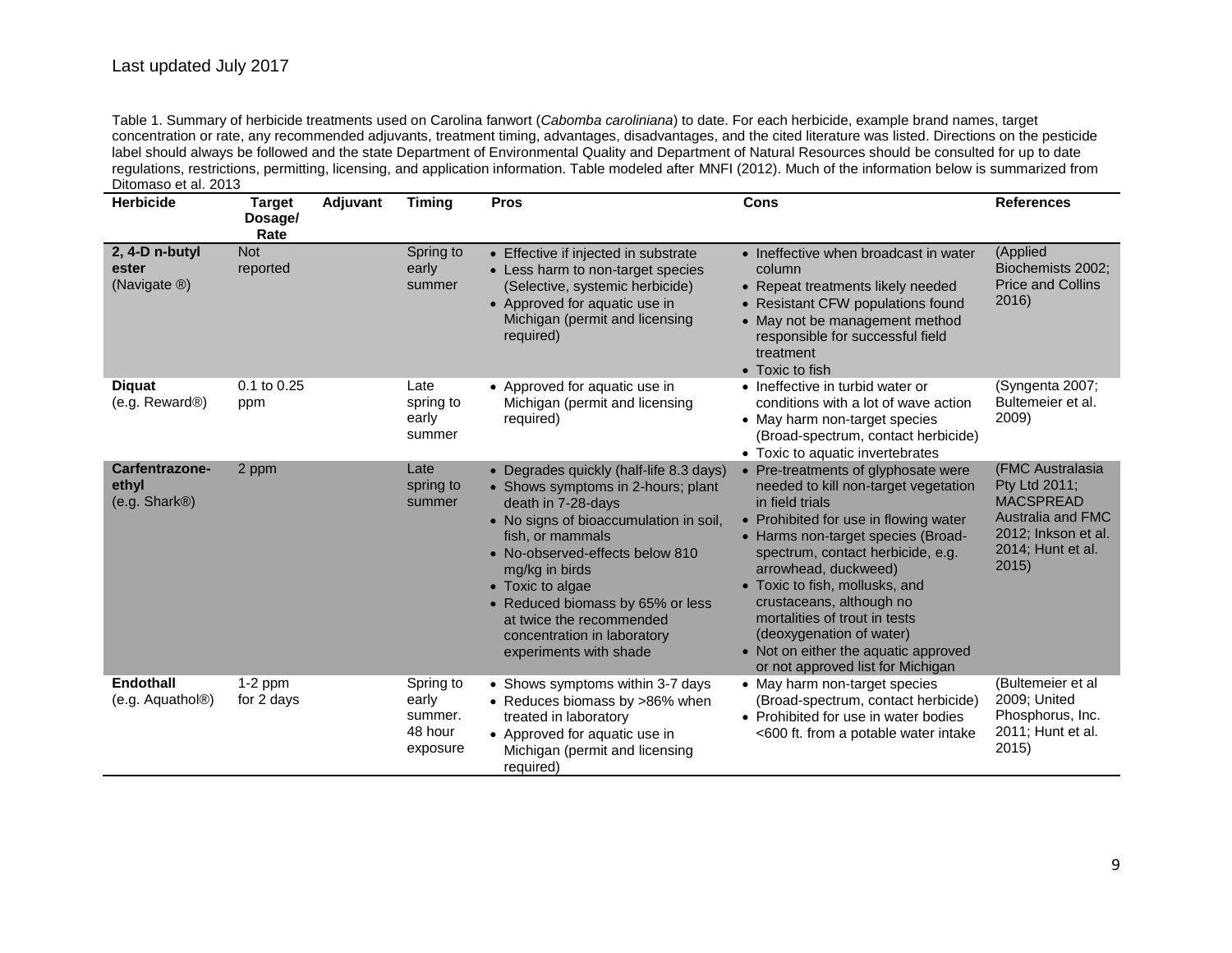Last updated July 2017

Table 1. Summary of herbicide treatments used on Carolina fanwort (*Cabomba caroliniana*) to date. For each herbicide, example brand names, target concentration or rate, any recommended adjuvants, treatment timing, advantages, disadvantages, and the cited literature was listed. Directions on the pesticide label should always be followed and the state Department of Environmental Quality and Department of Natural Resources should be consulted for up to date regulations, restrictions, permitting, licensing, and application information. Table modeled after MNFI (2012). Much of the information below is summarized from Ditomaso et al. 2013

| Herbicide | Target Dosage/ Rate | Adjuvant | Timing | Pros | Cons | References |
|---|---|---|---|---|---|---|
| **2, 4-D n-butyl ester** (Navigate ®) | Not reported | | Spring to early summer | • Effective if injected in substrate<br>• Less harm to non-target species (Selective, systemic herbicide)<br>• Approved for aquatic use in Michigan (permit and licensing required) | • Ineffective when broadcast in water column<br>• Repeat treatments likely needed<br>• Resistant CFW populations found<br>• May not be management method responsible for successful field treatment<br>• Toxic to fish | (Applied Biochemists 2002; Price and Collins 2016) |
| **Diquat** (e.g. Reward®) | 0.1 to 0.25 ppm | | Late spring to early summer | • Approved for aquatic use in Michigan (permit and licensing required) | • Ineffective in turbid water or conditions with a lot of wave action<br>• May harm non-target species (Broad-spectrum, contact herbicide)<br>• Toxic to aquatic invertebrates | (Syngenta 2007; Bultemeier et al. 2009) |
| **Carfentrazone-ethyl** (e.g. Shark®) | 2 ppm | | Late spring to summer | • Degrades quickly (half-life 8.3 days)<br>• Shows symptoms in 2-hours; plant death in 7-28-days<br>• No signs of bioaccumulation in soil, fish, or mammals<br>• No-observed-effects below 810 mg/kg in birds<br>• Toxic to algae<br>• Reduced biomass by 65% or less at twice the recommended concentration in laboratory experiments with shade | • Pre-treatments of glyphosate were needed to kill non-target vegetation in field trials<br>• Prohibited for use in flowing water<br>• Harms non-target species (Broad-spectrum, contact herbicide, e.g. arrowhead, duckweed)<br>• Toxic to fish, mollusks, and crustaceans, although no mortalities of trout in tests (deoxygenation of water)<br>• Not on either the aquatic approved or not approved list for Michigan | (FMC Australasia Pty Ltd 2011; MACSPREAD Australia and FMC 2012; Inkson et al. 2014; Hunt et al. 2015) |
| **Endothall** (e.g. Aquathol®) | 1-2 ppm for 2 days | | Spring to early summer. 48 hour exposure | • Shows symptoms within 3-7 days<br>• Reduces biomass by >86% when treated in laboratory<br>• Approved for aquatic use in Michigan (permit and licensing required) | • May harm non-target species (Broad-spectrum, contact herbicide)<br>• Prohibited for use in water bodies <600 ft. from a potable water intake | (Bultemeier et al 2009; United Phosphorus, Inc. 2011; Hunt et al. 2015) |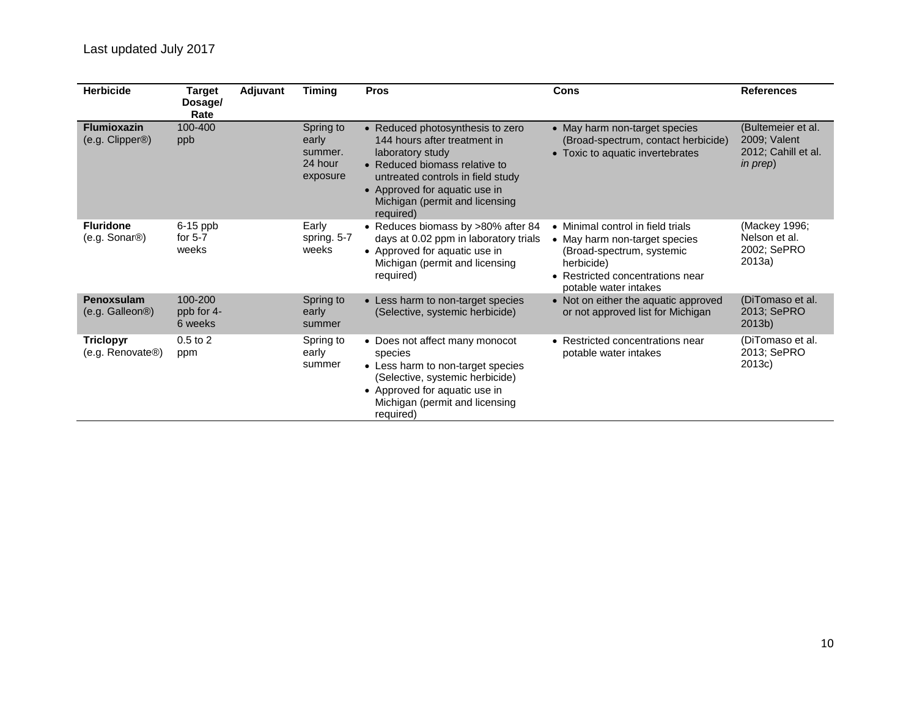Last updated July 2017

| Herbicide | Target Dosage/ Rate | Adjuvant | Timing | Pros | Cons | References |
|---|---|---|---|---|---|---|
| **Flumioxazin** (e.g. Clipper®) | 100-400 ppb | | Spring to early summer. 24 hour exposure | • Reduced photosynthesis to zero 144 hours after treatment in laboratory study<br>• Reduced biomass relative to untreated controls in field study<br>• Approved for aquatic use in Michigan (permit and licensing required) | • May harm non-target species (Broad-spectrum, contact herbicide)<br>• Toxic to aquatic invertebrates | (Bultemeier et al. 2009; Valent 2012; Cahill et al. *in prep*) |
| **Fluridone** (e.g. Sonar®) | 6-15 ppb for 5-7 weeks | | Early spring. 5-7 weeks | • Reduces biomass by >80% after 84 days at 0.02 ppm in laboratory trials<br>• Approved for aquatic use in Michigan (permit and licensing required) | • Minimal control in field trials<br>• May harm non-target species (Broad-spectrum, systemic herbicide)<br>• Restricted concentrations near potable water intakes | (Mackey 1996; Nelson et al. 2002; SePRO 2013a) |
| **Penoxsulam** (e.g. Galleon®) | 100-200 ppb for 4-6 weeks | | Spring to early summer | • Less harm to non-target species (Selective, systemic herbicide) | • Not on either the aquatic approved or not approved list for Michigan | (DiTomaso et al. 2013; SePRO 2013b) |
| **Triclopyr** (e.g. Renovate®) | 0.5 to 2 ppm | | Spring to early summer | • Does not affect many monocot species<br>• Less harm to non-target species (Selective, systemic herbicide)<br>• Approved for aquatic use in Michigan (permit and licensing required) | • Restricted concentrations near potable water intakes | (DiTomaso et al. 2013; SePRO 2013c) |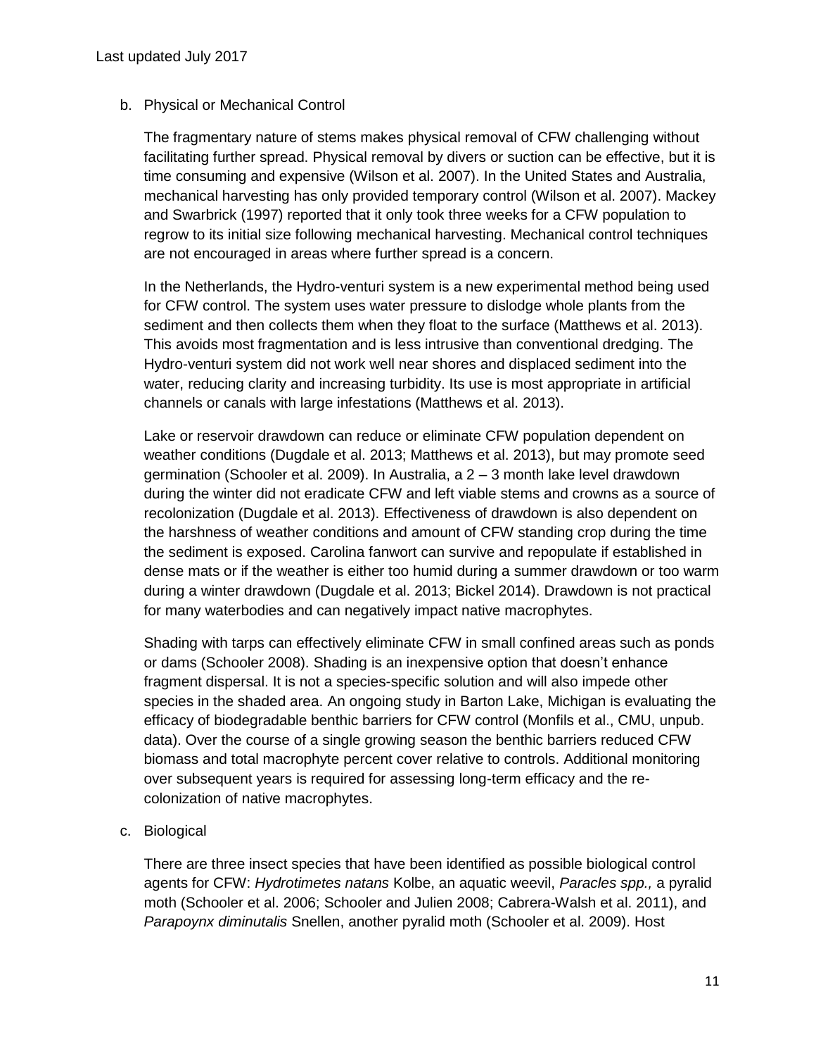b. Physical or Mechanical Control

The fragmentary nature of stems makes physical removal of CFW challenging without facilitating further spread. Physical removal by divers or suction can be effective, but it is time consuming and expensive (Wilson et al. 2007). In the United States and Australia, mechanical harvesting has only provided temporary control (Wilson et al. 2007). Mackey and Swarbrick (1997) reported that it only took three weeks for a CFW population to regrow to its initial size following mechanical harvesting. Mechanical control techniques are not encouraged in areas where further spread is a concern.

In the Netherlands, the Hydro-venturi system is a new experimental method being used for CFW control. The system uses water pressure to dislodge whole plants from the sediment and then collects them when they float to the surface (Matthews et al. 2013). This avoids most fragmentation and is less intrusive than conventional dredging. The Hydro-venturi system did not work well near shores and displaced sediment into the water, reducing clarity and increasing turbidity. Its use is most appropriate in artificial channels or canals with large infestations (Matthews et al. 2013).

Lake or reservoir drawdown can reduce or eliminate CFW population dependent on weather conditions (Dugdale et al. 2013; Matthews et al. 2013), but may promote seed germination (Schooler et al. 2009). In Australia, a 2 – 3 month lake level drawdown during the winter did not eradicate CFW and left viable stems and crowns as a source of recolonization (Dugdale et al. 2013). Effectiveness of drawdown is also dependent on the harshness of weather conditions and amount of CFW standing crop during the time the sediment is exposed. Carolina fanwort can survive and repopulate if established in dense mats or if the weather is either too humid during a summer drawdown or too warm during a winter drawdown (Dugdale et al. 2013; Bickel 2014). Drawdown is not practical for many waterbodies and can negatively impact native macrophytes.

Shading with tarps can effectively eliminate CFW in small confined areas such as ponds or dams (Schooler 2008). Shading is an inexpensive option that doesn't enhance fragment dispersal. It is not a species-specific solution and will also impede other species in the shaded area. An ongoing study in Barton Lake, Michigan is evaluating the efficacy of biodegradable benthic barriers for CFW control (Monfils et al., CMU, unpub. data). Over the course of a single growing season the benthic barriers reduced CFW biomass and total macrophyte percent cover relative to controls. Additional monitoring over subsequent years is required for assessing long-term efficacy and the re-colonization of native macrophytes.

c. Biological

There are three insect species that have been identified as possible biological control agents for CFW: *Hydrotimetes natans* Kolbe, an aquatic weevil, *Paracles spp.,* a pyralid moth (Schooler et al. 2006; Schooler and Julien 2008; Cabrera-Walsh et al. 2011), and *Parapoynx diminutalis* Snellen, another pyralid moth (Schooler et al. 2009). Host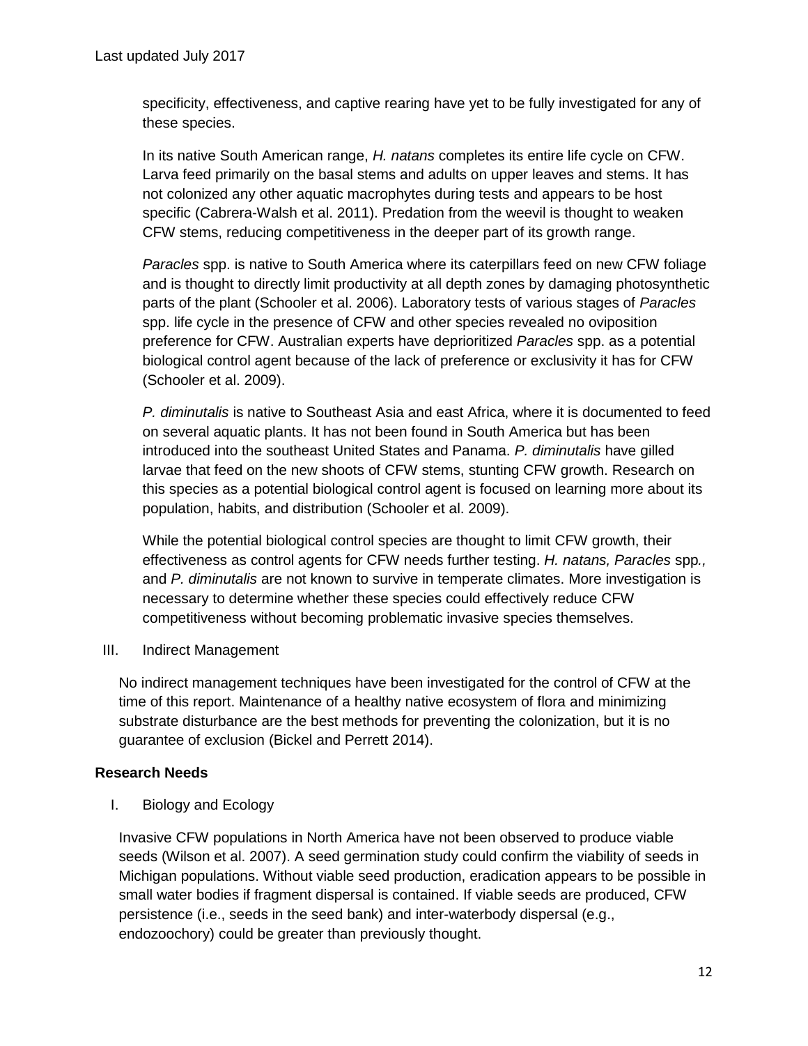specificity, effectiveness, and captive rearing have yet to be fully investigated for any of these species.

In its native South American range, *H. natans* completes its entire life cycle on CFW. Larva feed primarily on the basal stems and adults on upper leaves and stems. It has not colonized any other aquatic macrophytes during tests and appears to be host specific (Cabrera-Walsh et al. 2011). Predation from the weevil is thought to weaken CFW stems, reducing competitiveness in the deeper part of its growth range.

*Paracles* spp. is native to South America where its caterpillars feed on new CFW foliage and is thought to directly limit productivity at all depth zones by damaging photosynthetic parts of the plant (Schooler et al. 2006). Laboratory tests of various stages of *Paracles* spp. life cycle in the presence of CFW and other species revealed no oviposition preference for CFW. Australian experts have deprioritized *Paracles* spp. as a potential biological control agent because of the lack of preference or exclusivity it has for CFW (Schooler et al. 2009).

*P. diminutalis* is native to Southeast Asia and east Africa, where it is documented to feed on several aquatic plants. It has not been found in South America but has been introduced into the southeast United States and Panama. *P. diminutalis* have gilled larvae that feed on the new shoots of CFW stems, stunting CFW growth. Research on this species as a potential biological control agent is focused on learning more about its population, habits, and distribution (Schooler et al. 2009).

While the potential biological control species are thought to limit CFW growth, their effectiveness as control agents for CFW needs further testing. *H. natans, Paracles* spp*.,* and *P. diminutalis* are not known to survive in temperate climates. More investigation is necessary to determine whether these species could effectively reduce CFW competitiveness without becoming problematic invasive species themselves.

III. Indirect Management

No indirect management techniques have been investigated for the control of CFW at the time of this report. Maintenance of a healthy native ecosystem of flora and minimizing substrate disturbance are the best methods for preventing the colonization, but it is no guarantee of exclusion (Bickel and Perrett 2014).

## Research Needs

I. Biology and Ecology

Invasive CFW populations in North America have not been observed to produce viable seeds (Wilson et al. 2007). A seed germination study could confirm the viability of seeds in Michigan populations. Without viable seed production, eradication appears to be possible in small water bodies if fragment dispersal is contained. If viable seeds are produced, CFW persistence (i.e., seeds in the seed bank) and inter-waterbody dispersal (e.g., endozoochory) could be greater than previously thought.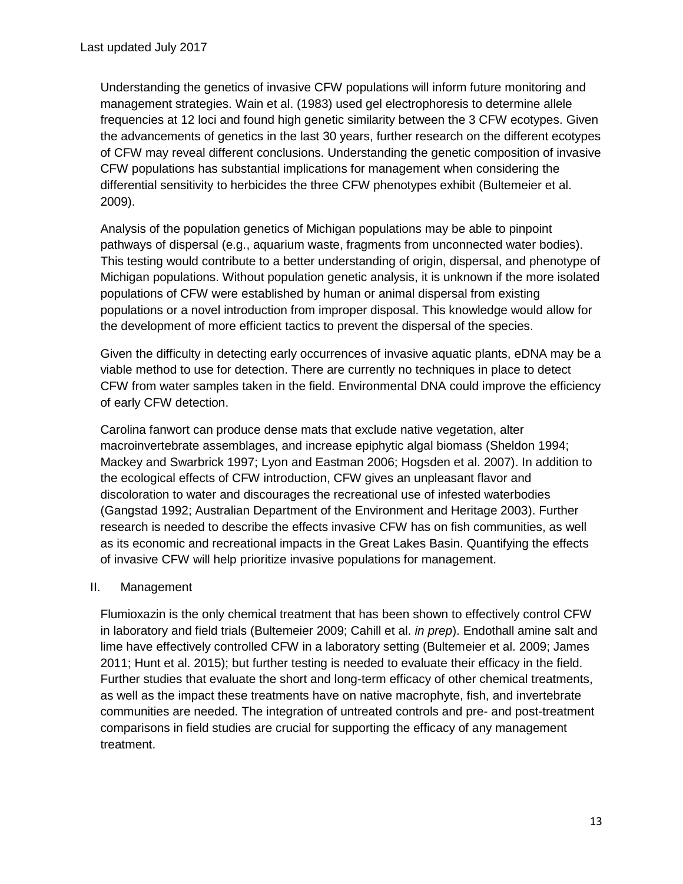Understanding the genetics of invasive CFW populations will inform future monitoring and management strategies. Wain et al. (1983) used gel electrophoresis to determine allele frequencies at 12 loci and found high genetic similarity between the 3 CFW ecotypes. Given the advancements of genetics in the last 30 years, further research on the different ecotypes of CFW may reveal different conclusions. Understanding the genetic composition of invasive CFW populations has substantial implications for management when considering the differential sensitivity to herbicides the three CFW phenotypes exhibit (Bultemeier et al. 2009).

Analysis of the population genetics of Michigan populations may be able to pinpoint pathways of dispersal (e.g., aquarium waste, fragments from unconnected water bodies). This testing would contribute to a better understanding of origin, dispersal, and phenotype of Michigan populations. Without population genetic analysis, it is unknown if the more isolated populations of CFW were established by human or animal dispersal from existing populations or a novel introduction from improper disposal. This knowledge would allow for the development of more efficient tactics to prevent the dispersal of the species.

Given the difficulty in detecting early occurrences of invasive aquatic plants, eDNA may be a viable method to use for detection. There are currently no techniques in place to detect CFW from water samples taken in the field. Environmental DNA could improve the efficiency of early CFW detection.

Carolina fanwort can produce dense mats that exclude native vegetation, alter macroinvertebrate assemblages, and increase epiphytic algal biomass (Sheldon 1994; Mackey and Swarbrick 1997; Lyon and Eastman 2006; Hogsden et al. 2007). In addition to the ecological effects of CFW introduction, CFW gives an unpleasant flavor and discoloration to water and discourages the recreational use of infested waterbodies (Gangstad 1992; Australian Department of the Environment and Heritage 2003). Further research is needed to describe the effects invasive CFW has on fish communities, as well as its economic and recreational impacts in the Great Lakes Basin. Quantifying the effects of invasive CFW will help prioritize invasive populations for management.

## II. Management

Flumioxazin is the only chemical treatment that has been shown to effectively control CFW in laboratory and field trials (Bultemeier 2009; Cahill et al. *in prep*). Endothall amine salt and lime have effectively controlled CFW in a laboratory setting (Bultemeier et al. 2009; James 2011; Hunt et al. 2015); but further testing is needed to evaluate their efficacy in the field. Further studies that evaluate the short and long-term efficacy of other chemical treatments, as well as the impact these treatments have on native macrophyte, fish, and invertebrate communities are needed. The integration of untreated controls and pre- and post-treatment comparisons in field studies are crucial for supporting the efficacy of any management treatment.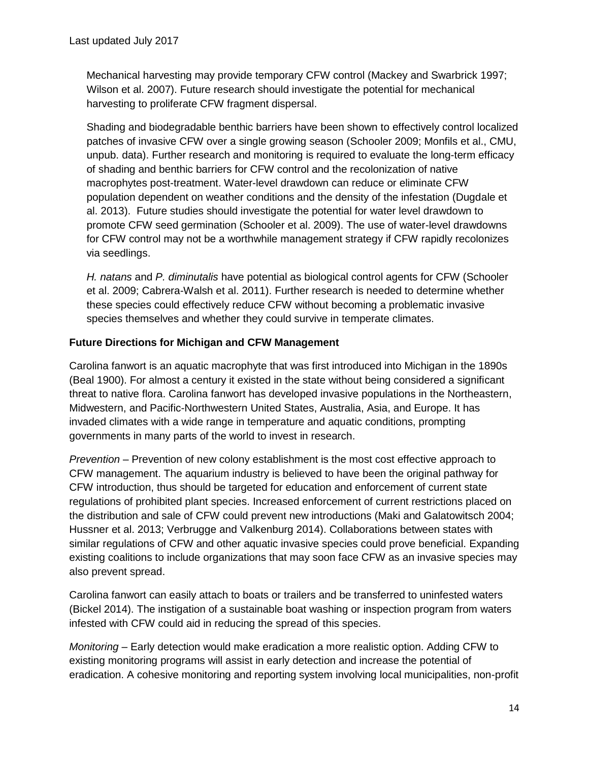Mechanical harvesting may provide temporary CFW control (Mackey and Swarbrick 1997; Wilson et al. 2007). Future research should investigate the potential for mechanical harvesting to proliferate CFW fragment dispersal.

Shading and biodegradable benthic barriers have been shown to effectively control localized patches of invasive CFW over a single growing season (Schooler 2009; Monfils et al., CMU, unpub. data). Further research and monitoring is required to evaluate the long-term efficacy of shading and benthic barriers for CFW control and the recolonization of native macrophytes post-treatment. Water-level drawdown can reduce or eliminate CFW population dependent on weather conditions and the density of the infestation (Dugdale et al. 2013). Future studies should investigate the potential for water level drawdown to promote CFW seed germination (Schooler et al. 2009). The use of water-level drawdowns for CFW control may not be a worthwhile management strategy if CFW rapidly recolonizes via seedlings.

*H. natans* and *P. diminutalis* have potential as biological control agents for CFW (Schooler et al. 2009; Cabrera-Walsh et al. 2011). Further research is needed to determine whether these species could effectively reduce CFW without becoming a problematic invasive species themselves and whether they could survive in temperate climates.

**Future Directions for Michigan and CFW Management**

Carolina fanwort is an aquatic macrophyte that was first introduced into Michigan in the 1890s (Beal 1900). For almost a century it existed in the state without being considered a significant threat to native flora. Carolina fanwort has developed invasive populations in the Northeastern, Midwestern, and Pacific-Northwestern United States, Australia, Asia, and Europe. It has invaded climates with a wide range in temperature and aquatic conditions, prompting governments in many parts of the world to invest in research.

*Prevention* – Prevention of new colony establishment is the most cost effective approach to CFW management. The aquarium industry is believed to have been the original pathway for CFW introduction, thus should be targeted for education and enforcement of current state regulations of prohibited plant species. Increased enforcement of current restrictions placed on the distribution and sale of CFW could prevent new introductions (Maki and Galatowitsch 2004; Hussner et al. 2013; Verbrugge and Valkenburg 2014). Collaborations between states with similar regulations of CFW and other aquatic invasive species could prove beneficial. Expanding existing coalitions to include organizations that may soon face CFW as an invasive species may also prevent spread.

Carolina fanwort can easily attach to boats or trailers and be transferred to uninfested waters (Bickel 2014). The instigation of a sustainable boat washing or inspection program from waters infested with CFW could aid in reducing the spread of this species.

*Monitoring* – Early detection would make eradication a more realistic option. Adding CFW to existing monitoring programs will assist in early detection and increase the potential of eradication. A cohesive monitoring and reporting system involving local municipalities, non-profit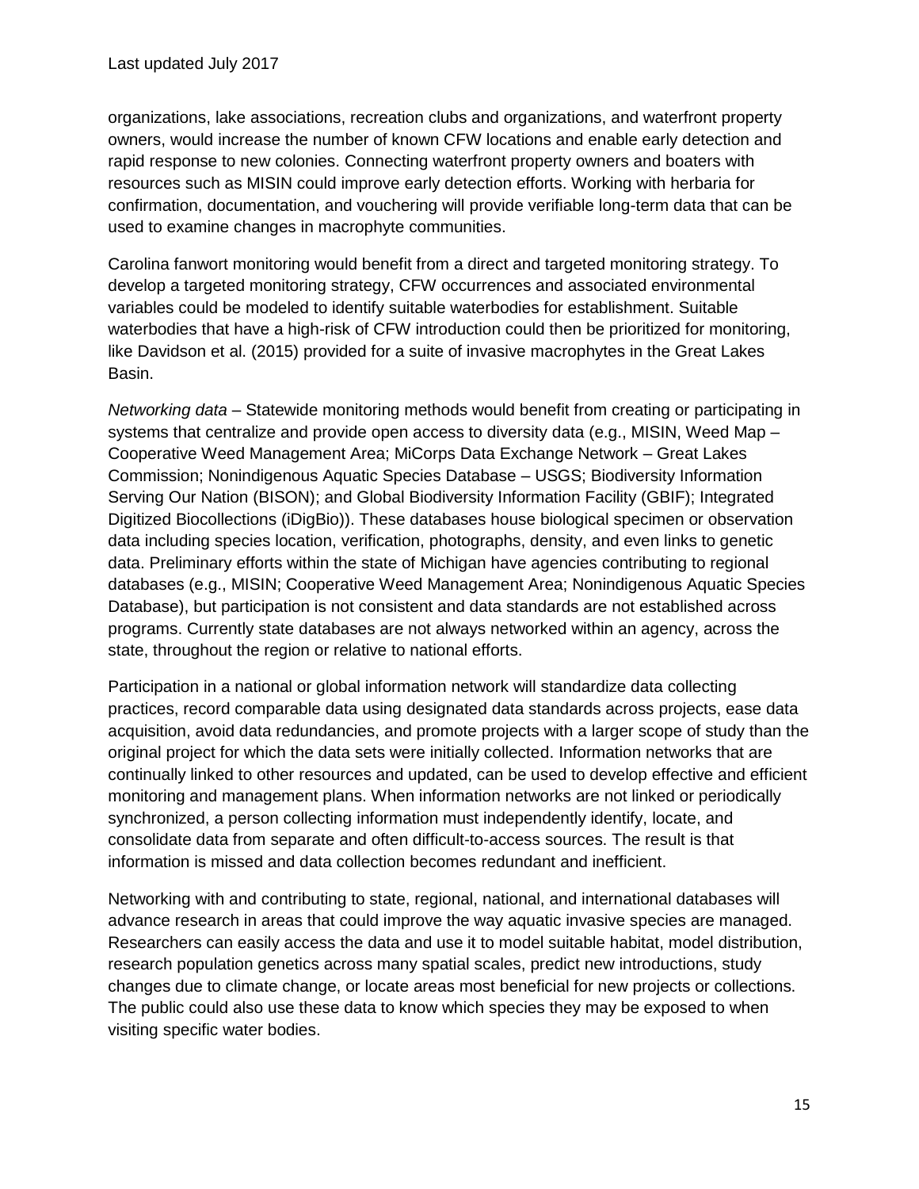organizations, lake associations, recreation clubs and organizations, and waterfront property owners, would increase the number of known CFW locations and enable early detection and rapid response to new colonies. Connecting waterfront property owners and boaters with resources such as MISIN could improve early detection efforts. Working with herbaria for confirmation, documentation, and vouchering will provide verifiable long-term data that can be used to examine changes in macrophyte communities.

Carolina fanwort monitoring would benefit from a direct and targeted monitoring strategy. To develop a targeted monitoring strategy, CFW occurrences and associated environmental variables could be modeled to identify suitable waterbodies for establishment. Suitable waterbodies that have a high-risk of CFW introduction could then be prioritized for monitoring, like Davidson et al. (2015) provided for a suite of invasive macrophytes in the Great Lakes Basin.

*Networking data* – Statewide monitoring methods would benefit from creating or participating in systems that centralize and provide open access to diversity data (e.g., MISIN, Weed Map – Cooperative Weed Management Area; MiCorps Data Exchange Network – Great Lakes Commission; Nonindigenous Aquatic Species Database – USGS; Biodiversity Information Serving Our Nation (BISON); and Global Biodiversity Information Facility (GBIF); Integrated Digitized Biocollections (iDigBio)). These databases house biological specimen or observation data including species location, verification, photographs, density, and even links to genetic data. Preliminary efforts within the state of Michigan have agencies contributing to regional databases (e.g., MISIN; Cooperative Weed Management Area; Nonindigenous Aquatic Species Database), but participation is not consistent and data standards are not established across programs. Currently state databases are not always networked within an agency, across the state, throughout the region or relative to national efforts.

Participation in a national or global information network will standardize data collecting practices, record comparable data using designated data standards across projects, ease data acquisition, avoid data redundancies, and promote projects with a larger scope of study than the original project for which the data sets were initially collected. Information networks that are continually linked to other resources and updated, can be used to develop effective and efficient monitoring and management plans. When information networks are not linked or periodically synchronized, a person collecting information must independently identify, locate, and consolidate data from separate and often difficult-to-access sources. The result is that information is missed and data collection becomes redundant and inefficient.

Networking with and contributing to state, regional, national, and international databases will advance research in areas that could improve the way aquatic invasive species are managed. Researchers can easily access the data and use it to model suitable habitat, model distribution, research population genetics across many spatial scales, predict new introductions, study changes due to climate change, or locate areas most beneficial for new projects or collections. The public could also use these data to know which species they may be exposed to when visiting specific water bodies.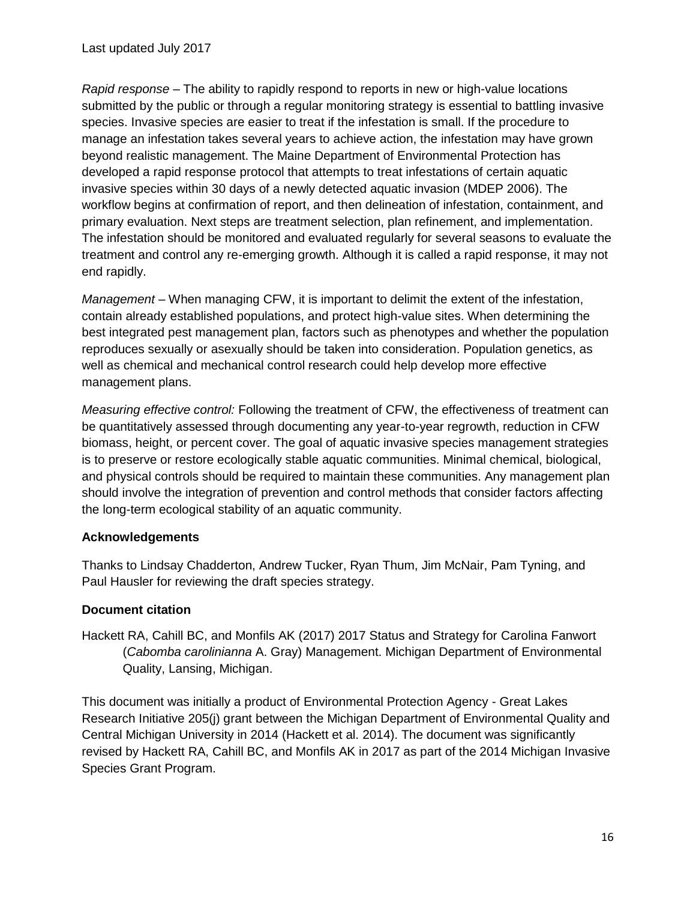*Rapid response* – The ability to rapidly respond to reports in new or high-value locations submitted by the public or through a regular monitoring strategy is essential to battling invasive species. Invasive species are easier to treat if the infestation is small. If the procedure to manage an infestation takes several years to achieve action, the infestation may have grown beyond realistic management. The Maine Department of Environmental Protection has developed a rapid response protocol that attempts to treat infestations of certain aquatic invasive species within 30 days of a newly detected aquatic invasion (MDEP 2006). The workflow begins at confirmation of report, and then delineation of infestation, containment, and primary evaluation. Next steps are treatment selection, plan refinement, and implementation. The infestation should be monitored and evaluated regularly for several seasons to evaluate the treatment and control any re-emerging growth. Although it is called a rapid response, it may not end rapidly.

*Management* – When managing CFW, it is important to delimit the extent of the infestation, contain already established populations, and protect high-value sites. When determining the best integrated pest management plan, factors such as phenotypes and whether the population reproduces sexually or asexually should be taken into consideration. Population genetics, as well as chemical and mechanical control research could help develop more effective management plans.

*Measuring effective control:* Following the treatment of CFW, the effectiveness of treatment can be quantitatively assessed through documenting any year-to-year regrowth, reduction in CFW biomass, height, or percent cover. The goal of aquatic invasive species management strategies is to preserve or restore ecologically stable aquatic communities. Minimal chemical, biological, and physical controls should be required to maintain these communities. Any management plan should involve the integration of prevention and control methods that consider factors affecting the long-term ecological stability of an aquatic community.

### Acknowledgements

Thanks to Lindsay Chadderton, Andrew Tucker, Ryan Thum, Jim McNair, Pam Tyning, and Paul Hausler for reviewing the draft species strategy.

### Document citation

Hackett RA, Cahill BC, and Monfils AK (2017) 2017 Status and Strategy for Carolina Fanwort (*Cabomba carolinianna* A. Gray) Management. Michigan Department of Environmental Quality, Lansing, Michigan.

This document was initially a product of Environmental Protection Agency - Great Lakes Research Initiative 205(j) grant between the Michigan Department of Environmental Quality and Central Michigan University in 2014 (Hackett et al. 2014). The document was significantly revised by Hackett RA, Cahill BC, and Monfils AK in 2017 as part of the 2014 Michigan Invasive Species Grant Program.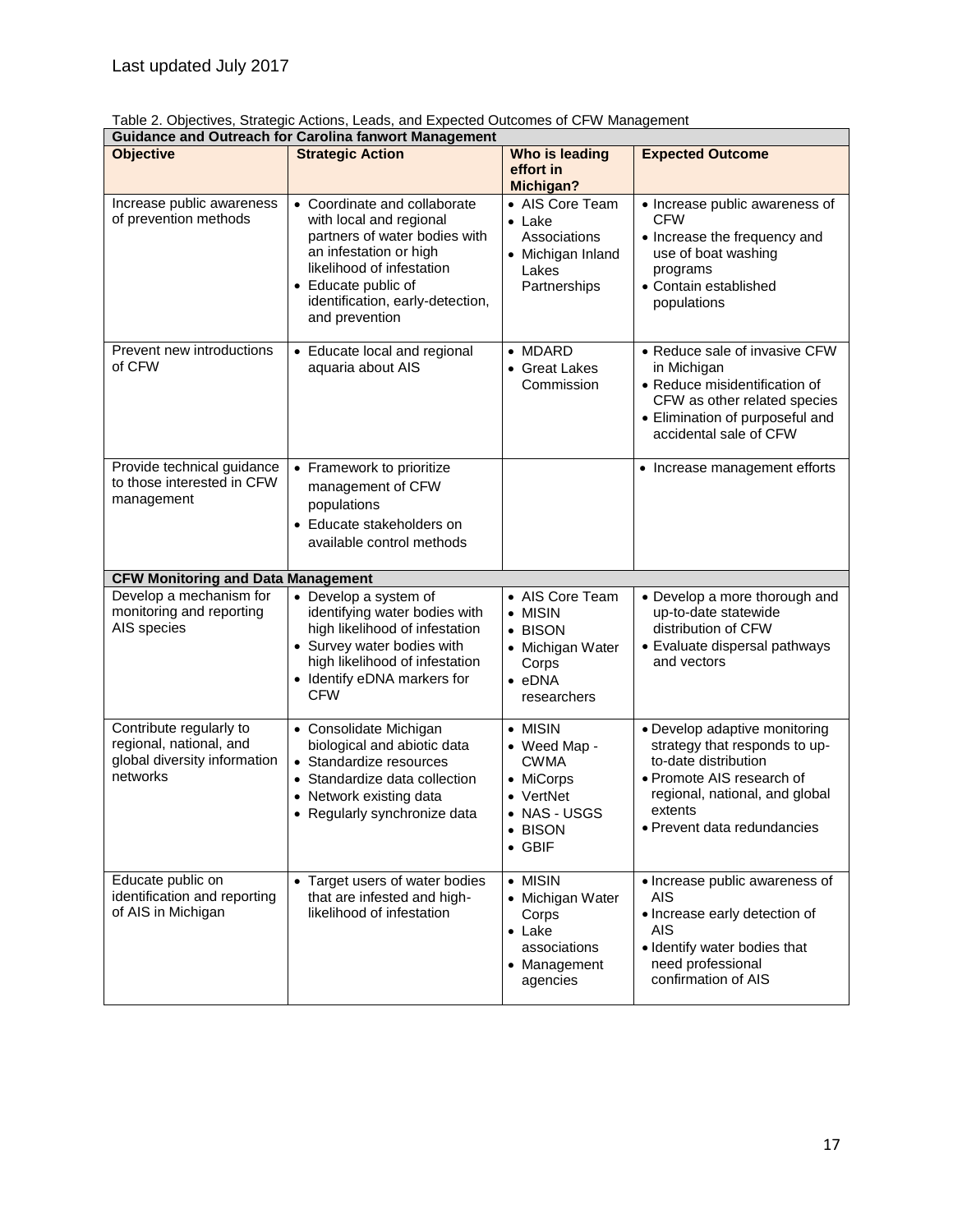Last updated July 2017

Table 2. Objectives, Strategic Actions, Leads, and Expected Outcomes of CFW Management

| **Guidance and Outreach for Carolina fanwort Management** | | | |
|---|---|---|---|
| **Objective** | **Strategic Action** | **Who is leading effort in Michigan?** | **Expected Outcome** |
| Increase public awareness of prevention methods | • Coordinate and collaborate with local and regional partners of water bodies with an infestation or high likelihood of infestation<br>• Educate public of identification, early-detection, and prevention | • AIS Core Team<br>• Lake Associations<br>• Michigan Inland Lakes Partnerships | • Increase public awareness of CFW<br>• Increase the frequency and use of boat washing programs<br>• Contain established populations |
| Prevent new introductions of CFW | • Educate local and regional aquaria about AIS | • MDARD<br>• Great Lakes Commission | • Reduce sale of invasive CFW in Michigan<br>• Reduce misidentification of CFW as other related species<br>• Elimination of purposeful and accidental sale of CFW |
| Provide technical guidance to those interested in CFW management | • Framework to prioritize management of CFW populations<br>• Educate stakeholders on available control methods | | • Increase management efforts |
| **CFW Monitoring and Data Management** | | | |
| Develop a mechanism for monitoring and reporting AIS species | • Develop a system of identifying water bodies with high likelihood of infestation<br>• Survey water bodies with high likelihood of infestation<br>• Identify eDNA markers for CFW | • AIS Core Team<br>• MISIN<br>• BISON<br>• Michigan Water Corps<br>• eDNA researchers | • Develop a more thorough and up-to-date statewide distribution of CFW<br>• Evaluate dispersal pathways and vectors |
| Contribute regularly to regional, national, and global diversity information networks | • Consolidate Michigan biological and abiotic data<br>• Standardize resources<br>• Standardize data collection<br>• Network existing data<br>• Regularly synchronize data | • MISIN<br>• Weed Map - CWMA<br>• MiCorps<br>• VertNet<br>• NAS - USGS<br>• BISON<br>• GBIF | • Develop adaptive monitoring strategy that responds to up-to-date distribution<br>• Promote AIS research of regional, national, and global extents<br>• Prevent data redundancies |
| Educate public on identification and reporting of AIS in Michigan | • Target users of water bodies that are infested and high-likelihood of infestation | • MISIN<br>• Michigan Water Corps<br>• Lake associations<br>• Management agencies | • Increase public awareness of AIS<br>• Increase early detection of AIS<br>• Identify water bodies that need professional confirmation of AIS |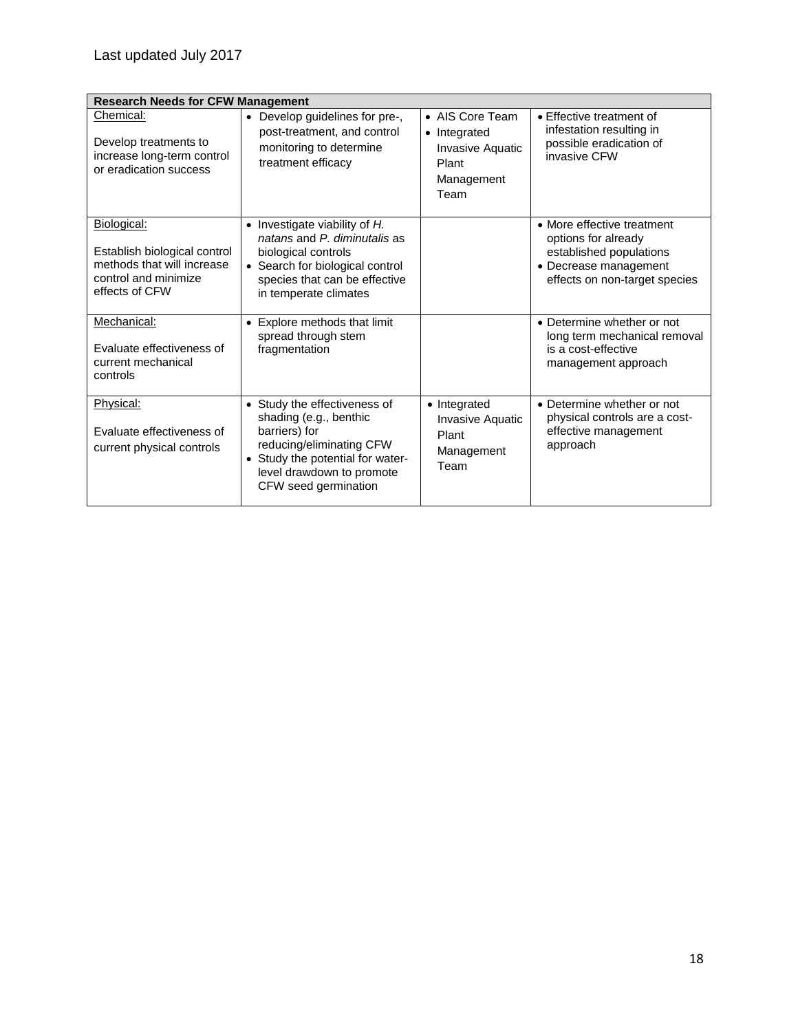Last updated July 2017

| Research Needs for CFW Management | | | |
|---|---|---|---|
| Chemical:<br><br>Develop treatments to increase long-term control or eradication success | • Develop guidelines for pre-, post-treatment, and control monitoring to determine treatment efficacy | • AIS Core Team<br>• Integrated Invasive Aquatic Plant Management Team | • Effective treatment of infestation resulting in possible eradication of invasive CFW |
| Biological:<br><br>Establish biological control methods that will increase control and minimize effects of CFW | • Investigate viability of *H. natans* and *P. diminutalis* as biological controls<br>• Search for biological control species that can be effective in temperate climates | | • More effective treatment options for already established populations<br>• Decrease management effects on non-target species |
| Mechanical:<br><br>Evaluate effectiveness of current mechanical controls | • Explore methods that limit spread through stem fragmentation | | • Determine whether or not long term mechanical removal is a cost-effective management approach |
| Physical:<br><br>Evaluate effectiveness of current physical controls | • Study the effectiveness of shading (e.g., benthic barriers) for reducing/eliminating CFW<br>• Study the potential for water-level drawdown to promote CFW seed germination | • Integrated Invasive Aquatic Plant Management Team | • Determine whether or not physical controls are a cost-effective management approach |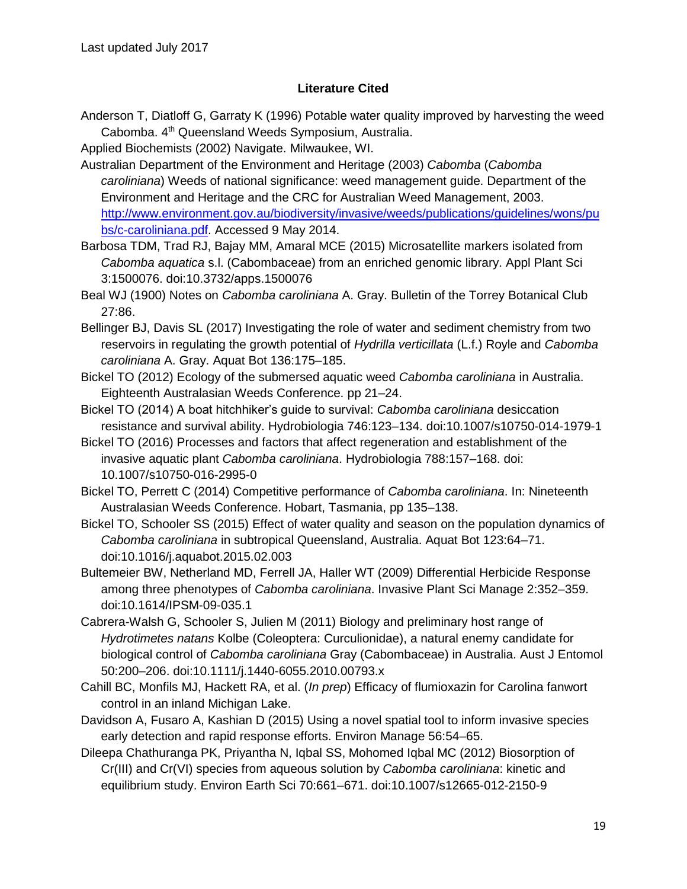Last updated July 2017

## Literature Cited

Anderson T, Diatloff G, Garraty K (1996) Potable water quality improved by harvesting the weed Cabomba. 4th Queensland Weeds Symposium, Australia.

Applied Biochemists (2002) Navigate. Milwaukee, WI.

Australian Department of the Environment and Heritage (2003) *Cabomba* (*Cabomba caroliniana*) Weeds of national significance: weed management guide. Department of the Environment and Heritage and the CRC for Australian Weed Management, 2003. http://www.environment.gov.au/biodiversity/invasive/weeds/publications/guidelines/wons/pubs/c-caroliniana.pdf. Accessed 9 May 2014.

Barbosa TDM, Trad RJ, Bajay MM, Amaral MCE (2015) Microsatellite markers isolated from *Cabomba aquatica* s.l. (Cabombaceae) from an enriched genomic library. Appl Plant Sci 3:1500076. doi:10.3732/apps.1500076

Beal WJ (1900) Notes on *Cabomba caroliniana* A. Gray. Bulletin of the Torrey Botanical Club 27:86.

Bellinger BJ, Davis SL (2017) Investigating the role of water and sediment chemistry from two reservoirs in regulating the growth potential of *Hydrilla verticillata* (L.f.) Royle and *Cabomba caroliniana* A. Gray. Aquat Bot 136:175–185.

Bickel TO (2012) Ecology of the submersed aquatic weed *Cabomba caroliniana* in Australia. Eighteenth Australasian Weeds Conference. pp 21–24.

Bickel TO (2014) A boat hitchhiker's guide to survival: *Cabomba caroliniana* desiccation resistance and survival ability. Hydrobiologia 746:123–134. doi:10.1007/s10750-014-1979-1

Bickel TO (2016) Processes and factors that affect regeneration and establishment of the invasive aquatic plant *Cabomba caroliniana*. Hydrobiologia 788:157–168. doi: 10.1007/s10750-016-2995-0

Bickel TO, Perrett C (2014) Competitive performance of *Cabomba caroliniana*. In: Nineteenth Australasian Weeds Conference. Hobart, Tasmania, pp 135–138.

Bickel TO, Schooler SS (2015) Effect of water quality and season on the population dynamics of *Cabomba caroliniana* in subtropical Queensland, Australia. Aquat Bot 123:64–71. doi:10.1016/j.aquabot.2015.02.003

Bultemeier BW, Netherland MD, Ferrell JA, Haller WT (2009) Differential Herbicide Response among three phenotypes of *Cabomba caroliniana*. Invasive Plant Sci Manage 2:352–359. doi:10.1614/IPSM-09-035.1

Cabrera-Walsh G, Schooler S, Julien M (2011) Biology and preliminary host range of *Hydrotimetes natans* Kolbe (Coleoptera: Curculionidae), a natural enemy candidate for biological control of *Cabomba caroliniana* Gray (Cabombaceae) in Australia. Aust J Entomol 50:200–206. doi:10.1111/j.1440-6055.2010.00793.x

Cahill BC, Monfils MJ, Hackett RA, et al. (*In prep*) Efficacy of flumioxazin for Carolina fanwort control in an inland Michigan Lake.

Davidson A, Fusaro A, Kashian D (2015) Using a novel spatial tool to inform invasive species early detection and rapid response efforts. Environ Manage 56:54–65.

Dileepa Chathuranga PK, Priyantha N, Iqbal SS, Mohomed Iqbal MC (2012) Biosorption of Cr(III) and Cr(VI) species from aqueous solution by *Cabomba caroliniana*: kinetic and equilibrium study. Environ Earth Sci 70:661–671. doi:10.1007/s12665-012-2150-9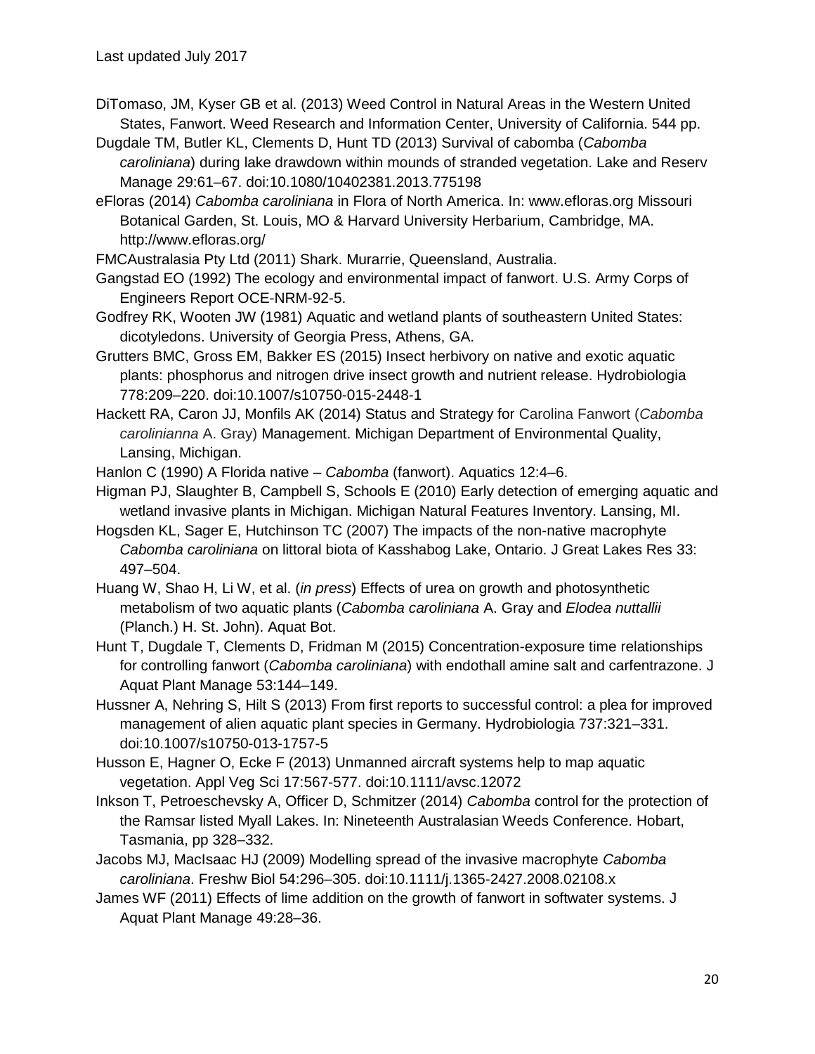DiTomaso, JM, Kyser GB et al. (2013) Weed Control in Natural Areas in the Western United States, Fanwort. Weed Research and Information Center, University of California. 544 pp.

Dugdale TM, Butler KL, Clements D, Hunt TD (2013) Survival of cabomba (*Cabomba caroliniana*) during lake drawdown within mounds of stranded vegetation. Lake and Reserv Manage 29:61–67. doi:10.1080/10402381.2013.775198

eFloras (2014) *Cabomba caroliniana* in Flora of North America. In: www.efloras.org Missouri Botanical Garden, St. Louis, MO & Harvard University Herbarium, Cambridge, MA. http://www.efloras.org/

FMCAustralasia Pty Ltd (2011) Shark. Murarrie, Queensland, Australia.

Gangstad EO (1992) The ecology and environmental impact of fanwort. U.S. Army Corps of Engineers Report OCE-NRM-92-5.

Godfrey RK, Wooten JW (1981) Aquatic and wetland plants of southeastern United States: dicotyledons. University of Georgia Press, Athens, GA.

Grutters BMC, Gross EM, Bakker ES (2015) Insect herbivory on native and exotic aquatic plants: phosphorus and nitrogen drive insect growth and nutrient release. Hydrobiologia 778:209–220. doi:10.1007/s10750-015-2448-1

Hackett RA, Caron JJ, Monfils AK (2014) Status and Strategy for Carolina Fanwort (*Cabomba carolinianna* A. Gray) Management. Michigan Department of Environmental Quality, Lansing, Michigan.

Hanlon C (1990) A Florida native – *Cabomba* (fanwort). Aquatics 12:4–6.

Higman PJ, Slaughter B, Campbell S, Schools E (2010) Early detection of emerging aquatic and wetland invasive plants in Michigan. Michigan Natural Features Inventory. Lansing, MI.

Hogsden KL, Sager E, Hutchinson TC (2007) The impacts of the non-native macrophyte *Cabomba caroliniana* on littoral biota of Kasshabog Lake, Ontario. J Great Lakes Res 33: 497–504.

Huang W, Shao H, Li W, et al. (*in press*) Effects of urea on growth and photosynthetic metabolism of two aquatic plants (*Cabomba caroliniana* A. Gray and *Elodea nuttallii* (Planch.) H. St. John). Aquat Bot.

Hunt T, Dugdale T, Clements D, Fridman M (2015) Concentration-exposure time relationships for controlling fanwort (*Cabomba caroliniana*) with endothall amine salt and carfentrazone. J Aquat Plant Manage 53:144–149.

Hussner A, Nehring S, Hilt S (2013) From first reports to successful control: a plea for improved management of alien aquatic plant species in Germany. Hydrobiologia 737:321–331. doi:10.1007/s10750-013-1757-5

Husson E, Hagner O, Ecke F (2013) Unmanned aircraft systems help to map aquatic vegetation. Appl Veg Sci 17:567-577. doi:10.1111/avsc.12072

Inkson T, Petroeschevsky A, Officer D, Schmitzer (2014) *Cabomba* control for the protection of the Ramsar listed Myall Lakes. In: Nineteenth Australasian Weeds Conference. Hobart, Tasmania, pp 328–332.

Jacobs MJ, MacIsaac HJ (2009) Modelling spread of the invasive macrophyte *Cabomba caroliniana*. Freshw Biol 54:296–305. doi:10.1111/j.1365-2427.2008.02108.x

James WF (2011) Effects of lime addition on the growth of fanwort in softwater systems. J Aquat Plant Manage 49:28–36.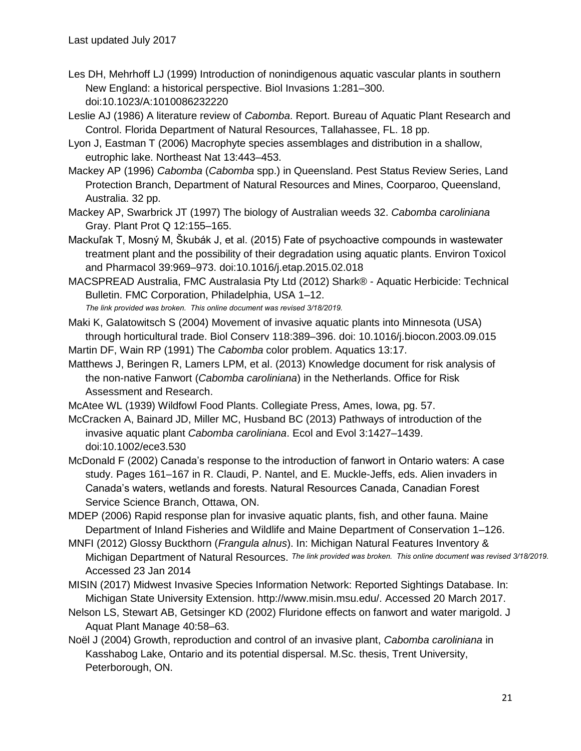Les DH, Mehrhoff LJ (1999) Introduction of nonindigenous aquatic vascular plants in southern New England: a historical perspective. Biol Invasions 1:281–300. doi:10.1023/A:1010086232220

Leslie AJ (1986) A literature review of *Cabomba*. Report. Bureau of Aquatic Plant Research and Control. Florida Department of Natural Resources, Tallahassee, FL. 18 pp.

Lyon J, Eastman T (2006) Macrophyte species assemblages and distribution in a shallow, eutrophic lake. Northeast Nat 13:443–453.

Mackey AP (1996) *Cabomba* (*Cabomba* spp.) in Queensland. Pest Status Review Series, Land Protection Branch, Department of Natural Resources and Mines, Coorparoo, Queensland, Australia. 32 pp.

Mackey AP, Swarbrick JT (1997) The biology of Australian weeds 32. *Cabomba caroliniana* Gray. Plant Prot Q 12:155–165.

Mackuľak T, Mosný M, Škubák J, et al. (2015) Fate of psychoactive compounds in wastewater treatment plant and the possibility of their degradation using aquatic plants. Environ Toxicol and Pharmacol 39:969–973. doi:10.1016/j.etap.2015.02.018

MACSPREAD Australia, FMC Australasia Pty Ltd (2012) Shark® - Aquatic Herbicide: Technical Bulletin. FMC Corporation, Philadelphia, USA 1–12.
*The link provided was broken. This online document was revised 3/18/2019.*

Maki K, Galatowitsch S (2004) Movement of invasive aquatic plants into Minnesota (USA) through horticultural trade. Biol Conserv 118:389–396. doi: 10.1016/j.biocon.2003.09.015

Martin DF, Wain RP (1991) The *Cabomba* color problem. Aquatics 13:17.

Matthews J, Beringen R, Lamers LPM, et al. (2013) Knowledge document for risk analysis of the non-native Fanwort (*Cabomba caroliniana*) in the Netherlands. Office for Risk Assessment and Research.

McAtee WL (1939) Wildfowl Food Plants. Collegiate Press, Ames, Iowa, pg. 57.

McCracken A, Bainard JD, Miller MC, Husband BC (2013) Pathways of introduction of the invasive aquatic plant *Cabomba caroliniana*. Ecol and Evol 3:1427–1439. doi:10.1002/ece3.530

McDonald F (2002) Canada's response to the introduction of fanwort in Ontario waters: A case study. Pages 161–167 in R. Claudi, P. Nantel, and E. Muckle-Jeffs, eds. Alien invaders in Canada's waters, wetlands and forests. Natural Resources Canada, Canadian Forest Service Science Branch, Ottawa, ON.

MDEP (2006) Rapid response plan for invasive aquatic plants, fish, and other fauna. Maine Department of Inland Fisheries and Wildlife and Maine Department of Conservation 1–126.

MNFI (2012) Glossy Buckthorn (*Frangula alnus*). In: Michigan Natural Features Inventory & Michigan Department of Natural Resources. *The link provided was broken. This online document was revised 3/18/2019.* Accessed 23 Jan 2014

MISIN (2017) Midwest Invasive Species Information Network: Reported Sightings Database. In: Michigan State University Extension. http://www.misin.msu.edu/. Accessed 20 March 2017.

Nelson LS, Stewart AB, Getsinger KD (2002) Fluridone effects on fanwort and water marigold. J Aquat Plant Manage 40:58–63.

Noël J (2004) Growth, reproduction and control of an invasive plant, *Cabomba caroliniana* in Kasshabog Lake, Ontario and its potential dispersal. M.Sc. thesis, Trent University, Peterborough, ON.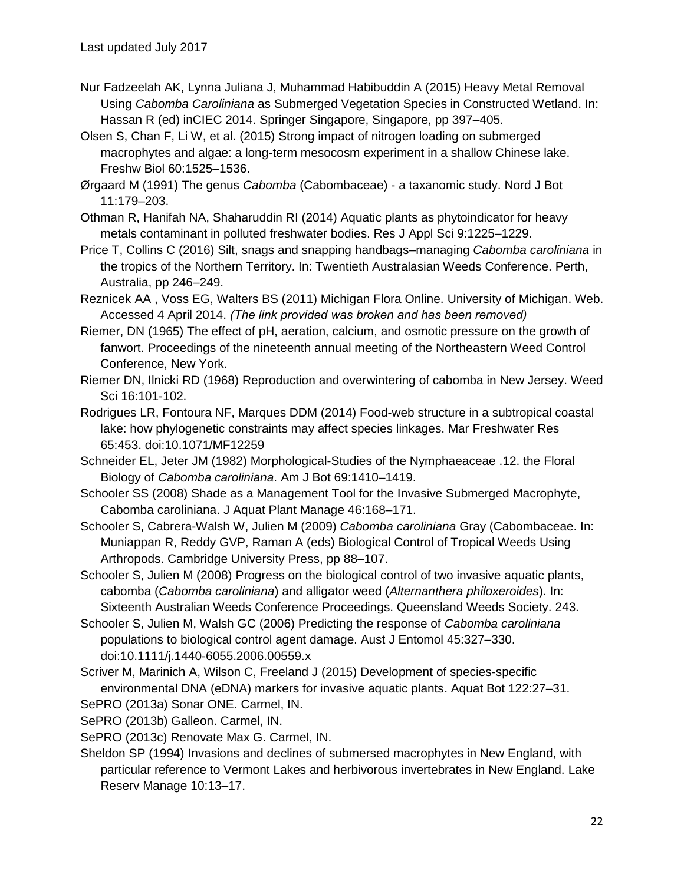Nur Fadzeelah AK, Lynna Juliana J, Muhammad Habibuddin A (2015) Heavy Metal Removal Using *Cabomba Caroliniana* as Submerged Vegetation Species in Constructed Wetland. In: Hassan R (ed) inCIEC 2014. Springer Singapore, Singapore, pp 397–405.

Olsen S, Chan F, Li W, et al. (2015) Strong impact of nitrogen loading on submerged macrophytes and algae: a long-term mesocosm experiment in a shallow Chinese lake. Freshw Biol 60:1525–1536.

Ørgaard M (1991) The genus *Cabomba* (Cabombaceae) - a taxonomic study. Nord J Bot 11:179–203.

Othman R, Hanifah NA, Shaharuddin RI (2014) Aquatic plants as phytoindicator for heavy metals contaminant in polluted freshwater bodies. Res J Appl Sci 9:1225–1229.

Price T, Collins C (2016) Silt, snags and snapping handbags–managing *Cabomba caroliniana* in the tropics of the Northern Territory. In: Twentieth Australasian Weeds Conference. Perth, Australia, pp 246–249.

Reznicek AA , Voss EG, Walters BS (2011) Michigan Flora Online. University of Michigan. Web. Accessed 4 April 2014. *(The link provided was broken and has been removed)*

Riemer, DN (1965) The effect of pH, aeration, calcium, and osmotic pressure on the growth of fanwort. Proceedings of the nineteenth annual meeting of the Northeastern Weed Control Conference, New York.

Riemer DN, Ilnicki RD (1968) Reproduction and overwintering of cabomba in New Jersey. Weed Sci 16:101-102.

Rodrigues LR, Fontoura NF, Marques DDM (2014) Food-web structure in a subtropical coastal lake: how phylogenetic constraints may affect species linkages. Mar Freshwater Res 65:453. doi:10.1071/MF12259

Schneider EL, Jeter JM (1982) Morphological-Studies of the Nymphaeaceae .12. the Floral Biology of *Cabomba caroliniana*. Am J Bot 69:1410–1419.

Schooler SS (2008) Shade as a Management Tool for the Invasive Submerged Macrophyte, Cabomba caroliniana. J Aquat Plant Manage 46:168–171.

Schooler S, Cabrera-Walsh W, Julien M (2009) *Cabomba caroliniana* Gray (Cabombaceae. In: Muniappan R, Reddy GVP, Raman A (eds) Biological Control of Tropical Weeds Using Arthropods. Cambridge University Press, pp 88–107.

Schooler S, Julien M (2008) Progress on the biological control of two invasive aquatic plants, cabomba (*Cabomba caroliniana*) and alligator weed (*Alternanthera philoxeroides*). In: Sixteenth Australian Weeds Conference Proceedings. Queensland Weeds Society. 243.

Schooler S, Julien M, Walsh GC (2006) Predicting the response of *Cabomba caroliniana* populations to biological control agent damage. Aust J Entomol 45:327–330. doi:10.1111/j.1440-6055.2006.00559.x

Scriver M, Marinich A, Wilson C, Freeland J (2015) Development of species-specific environmental DNA (eDNA) markers for invasive aquatic plants. Aquat Bot 122:27–31.

SePRO (2013a) Sonar ONE. Carmel, IN.

SePRO (2013b) Galleon. Carmel, IN.

SePRO (2013c) Renovate Max G. Carmel, IN.

Sheldon SP (1994) Invasions and declines of submersed macrophytes in New England, with particular reference to Vermont Lakes and herbivorous invertebrates in New England. Lake Reserv Manage 10:13–17.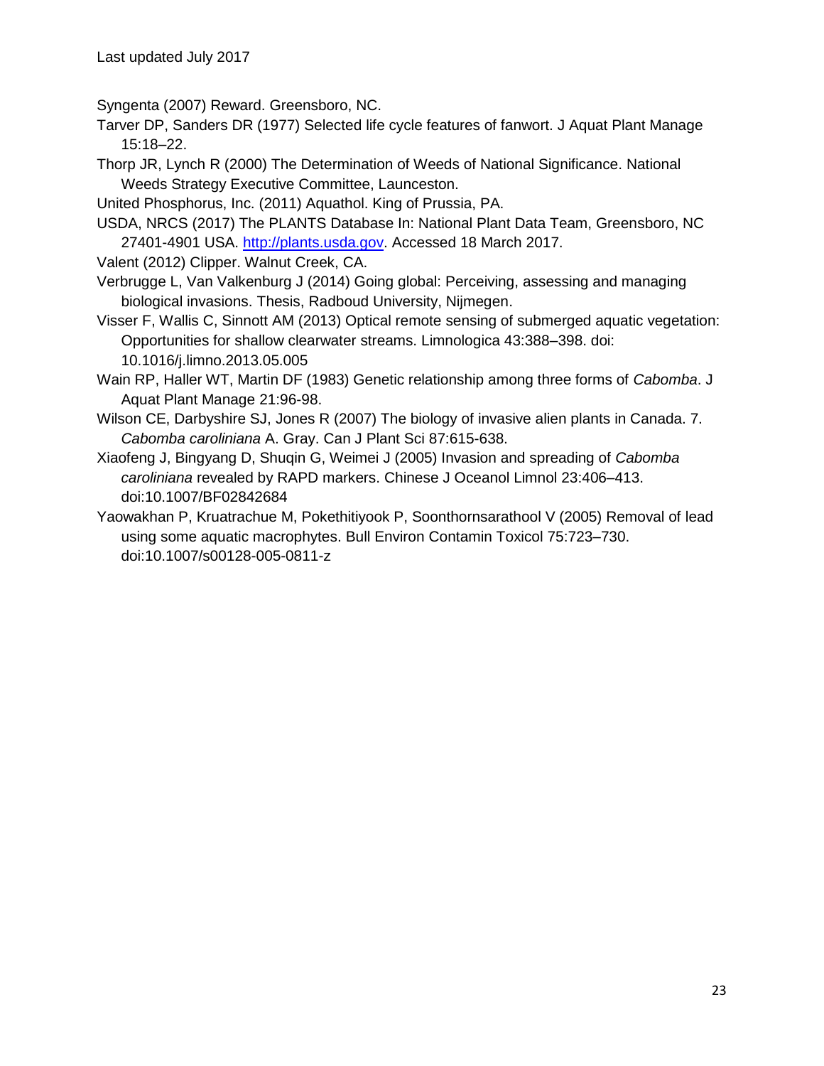Syngenta (2007) Reward. Greensboro, NC.

Tarver DP, Sanders DR (1977) Selected life cycle features of fanwort. J Aquat Plant Manage 15:18–22.

Thorp JR, Lynch R (2000) The Determination of Weeds of National Significance. National Weeds Strategy Executive Committee, Launceston.

United Phosphorus, Inc. (2011) Aquathol. King of Prussia, PA.

USDA, NRCS (2017) The PLANTS Database In: National Plant Data Team, Greensboro, NC 27401-4901 USA. http://plants.usda.gov. Accessed 18 March 2017.

Valent (2012) Clipper. Walnut Creek, CA.

Verbrugge L, Van Valkenburg J (2014) Going global: Perceiving, assessing and managing biological invasions. Thesis, Radboud University, Nijmegen.

Visser F, Wallis C, Sinnott AM (2013) Optical remote sensing of submerged aquatic vegetation: Opportunities for shallow clearwater streams. Limnologica 43:388–398. doi: 10.1016/j.limno.2013.05.005

Wain RP, Haller WT, Martin DF (1983) Genetic relationship among three forms of *Cabomba*. J Aquat Plant Manage 21:96-98.

Wilson CE, Darbyshire SJ, Jones R (2007) The biology of invasive alien plants in Canada. 7. *Cabomba caroliniana* A. Gray. Can J Plant Sci 87:615-638.

Xiaofeng J, Bingyang D, Shuqin G, Weimei J (2005) Invasion and spreading of *Cabomba caroliniana* revealed by RAPD markers. Chinese J Oceanol Limnol 23:406–413. doi:10.1007/BF02842684

Yaowakhan P, Kruatrachue M, Pokethitiyook P, Soonthornsarathool V (2005) Removal of lead using some aquatic macrophytes. Bull Environ Contamin Toxicol 75:723–730. doi:10.1007/s00128-005-0811-z